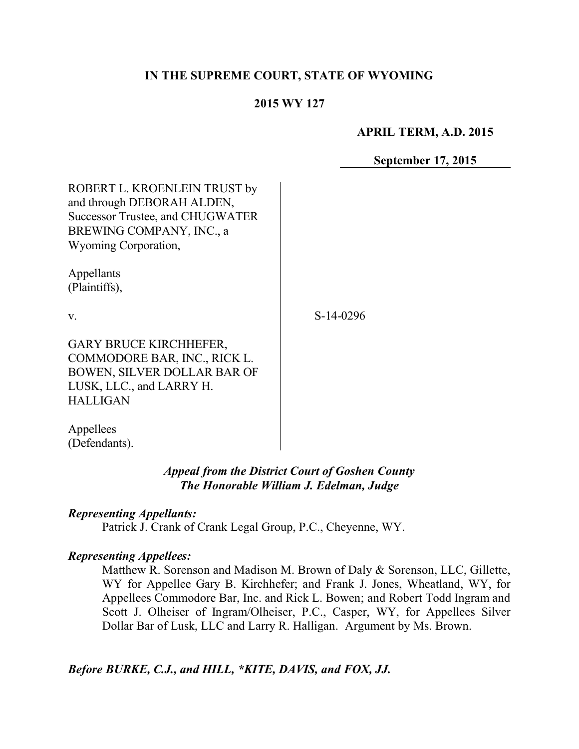**IN THE SUPREME COURT, STATE OF WYOMING**

**2015 WY 127**

**APRIL TERM, A.D. 2015**

**September 17, 2015**

ROBERT L. KROENLEIN TRUST by and through DEBORAH ALDEN, Successor Trustee, and CHUGWATER BREWING COMPANY, INC., a Wyoming Corporation,

Appellants (Plaintiffs),

v.

GARY BRUCE KIRCHHEFER, COMMODORE BAR, INC., RICK L. BOWEN, SILVER DOLLAR BAR OF LUSK, LLC., and LARRY H. HALLIGAN

Appellees (Defendants).

S-14-0296

***Appeal from the District Court of Goshen County***
***The Honorable William J. Edelman, Judge***

***Representing Appellants:***

Patrick J. Crank of Crank Legal Group, P.C., Cheyenne, WY.

***Representing Appellees:***

Matthew R. Sorenson and Madison M. Brown of Daly & Sorenson, LLC, Gillette, WY for Appellee Gary B. Kirchhefer; and Frank J. Jones, Wheatland, WY, for Appellees Commodore Bar, Inc. and Rick L. Bowen; and Robert Todd Ingram and Scott J. Olheiser of Ingram/Olheiser, P.C., Casper, WY, for Appellees Silver Dollar Bar of Lusk, LLC and Larry R. Halligan. Argument by Ms. Brown.

***Before BURKE, C.J., and HILL, \*KITE, DAVIS, and FOX, JJ.***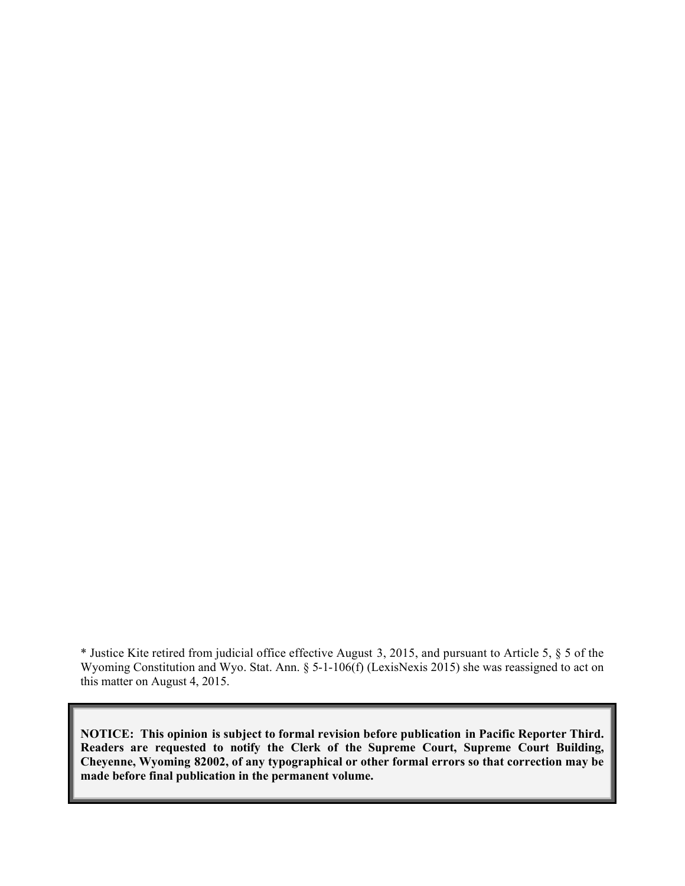* Justice Kite retired from judicial office effective August 3, 2015, and pursuant to Article 5, § 5 of the Wyoming Constitution and Wyo. Stat. Ann. § 5-1-106(f) (LexisNexis 2015) she was reassigned to act on this matter on August 4, 2015.

**NOTICE: This opinion is subject to formal revision before publication in Pacific Reporter Third. Readers are requested to notify the Clerk of the Supreme Court, Supreme Court Building, Cheyenne, Wyoming 82002, of any typographical or other formal errors so that correction may be made before final publication in the permanent volume.**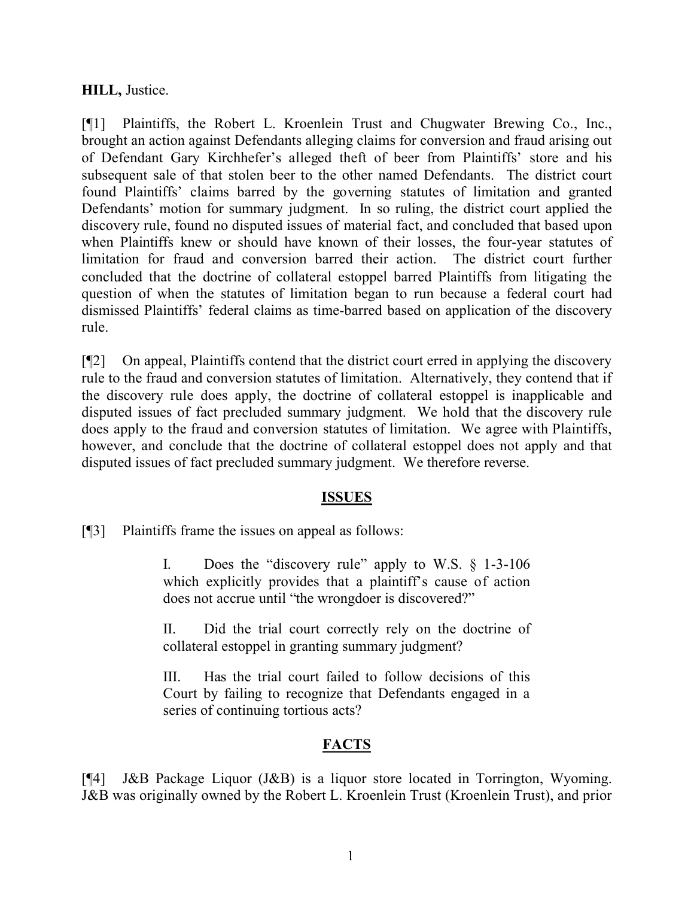**HILL,** Justice.

[¶1] Plaintiffs, the Robert L. Kroenlein Trust and Chugwater Brewing Co., Inc., brought an action against Defendants alleging claims for conversion and fraud arising out of Defendant Gary Kirchhefer's alleged theft of beer from Plaintiffs' store and his subsequent sale of that stolen beer to the other named Defendants. The district court found Plaintiffs' claims barred by the governing statutes of limitation and granted Defendants' motion for summary judgment. In so ruling, the district court applied the discovery rule, found no disputed issues of material fact, and concluded that based upon when Plaintiffs knew or should have known of their losses, the four-year statutes of limitation for fraud and conversion barred their action. The district court further concluded that the doctrine of collateral estoppel barred Plaintiffs from litigating the question of when the statutes of limitation began to run because a federal court had dismissed Plaintiffs' federal claims as time-barred based on application of the discovery rule.

[¶2] On appeal, Plaintiffs contend that the district court erred in applying the discovery rule to the fraud and conversion statutes of limitation. Alternatively, they contend that if the discovery rule does apply, the doctrine of collateral estoppel is inapplicable and disputed issues of fact precluded summary judgment. We hold that the discovery rule does apply to the fraud and conversion statutes of limitation. We agree with Plaintiffs, however, and conclude that the doctrine of collateral estoppel does not apply and that disputed issues of fact precluded summary judgment. We therefore reverse.

## ISSUES

[¶3] Plaintiffs frame the issues on appeal as follows:

> I. Does the "discovery rule" apply to W.S. § 1-3-106 which explicitly provides that a plaintiff's cause of action does not accrue until "the wrongdoer is discovered?"
>
> II. Did the trial court correctly rely on the doctrine of collateral estoppel in granting summary judgment?
>
> III. Has the trial court failed to follow decisions of this Court by failing to recognize that Defendants engaged in a series of continuing tortious acts?

## FACTS

[¶4] J&B Package Liquor (J&B) is a liquor store located in Torrington, Wyoming. J&B was originally owned by the Robert L. Kroenlein Trust (Kroenlein Trust), and prior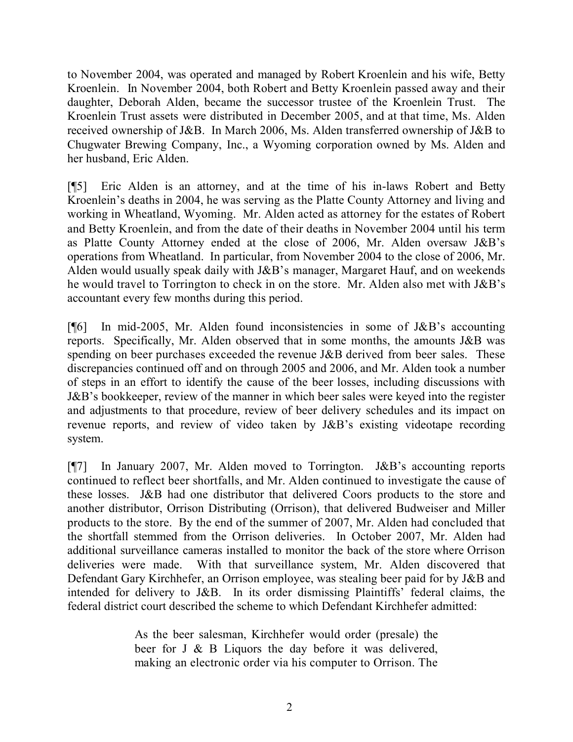to November 2004, was operated and managed by Robert Kroenlein and his wife, Betty Kroenlein. In November 2004, both Robert and Betty Kroenlein passed away and their daughter, Deborah Alden, became the successor trustee of the Kroenlein Trust. The Kroenlein Trust assets were distributed in December 2005, and at that time, Ms. Alden received ownership of J&B. In March 2006, Ms. Alden transferred ownership of J&B to Chugwater Brewing Company, Inc., a Wyoming corporation owned by Ms. Alden and her husband, Eric Alden.

[¶5] Eric Alden is an attorney, and at the time of his in-laws Robert and Betty Kroenlein's deaths in 2004, he was serving as the Platte County Attorney and living and working in Wheatland, Wyoming. Mr. Alden acted as attorney for the estates of Robert and Betty Kroenlein, and from the date of their deaths in November 2004 until his term as Platte County Attorney ended at the close of 2006, Mr. Alden oversaw J&B's operations from Wheatland. In particular, from November 2004 to the close of 2006, Mr. Alden would usually speak daily with J&B's manager, Margaret Hauf, and on weekends he would travel to Torrington to check in on the store. Mr. Alden also met with J&B's accountant every few months during this period.

[¶6] In mid-2005, Mr. Alden found inconsistencies in some of J&B's accounting reports. Specifically, Mr. Alden observed that in some months, the amounts J&B was spending on beer purchases exceeded the revenue J&B derived from beer sales. These discrepancies continued off and on through 2005 and 2006, and Mr. Alden took a number of steps in an effort to identify the cause of the beer losses, including discussions with J&B's bookkeeper, review of the manner in which beer sales were keyed into the register and adjustments to that procedure, review of beer delivery schedules and its impact on revenue reports, and review of video taken by J&B's existing videotape recording system.

[¶7] In January 2007, Mr. Alden moved to Torrington. J&B's accounting reports continued to reflect beer shortfalls, and Mr. Alden continued to investigate the cause of these losses. J&B had one distributor that delivered Coors products to the store and another distributor, Orrison Distributing (Orrison), that delivered Budweiser and Miller products to the store. By the end of the summer of 2007, Mr. Alden had concluded that the shortfall stemmed from the Orrison deliveries. In October 2007, Mr. Alden had additional surveillance cameras installed to monitor the back of the store where Orrison deliveries were made. With that surveillance system, Mr. Alden discovered that Defendant Gary Kirchhefer, an Orrison employee, was stealing beer paid for by J&B and intended for delivery to J&B. In its order dismissing Plaintiffs' federal claims, the federal district court described the scheme to which Defendant Kirchhefer admitted:

> As the beer salesman, Kirchhefer would order (presale) the beer for J & B Liquors the day before it was delivered, making an electronic order via his computer to Orrison. The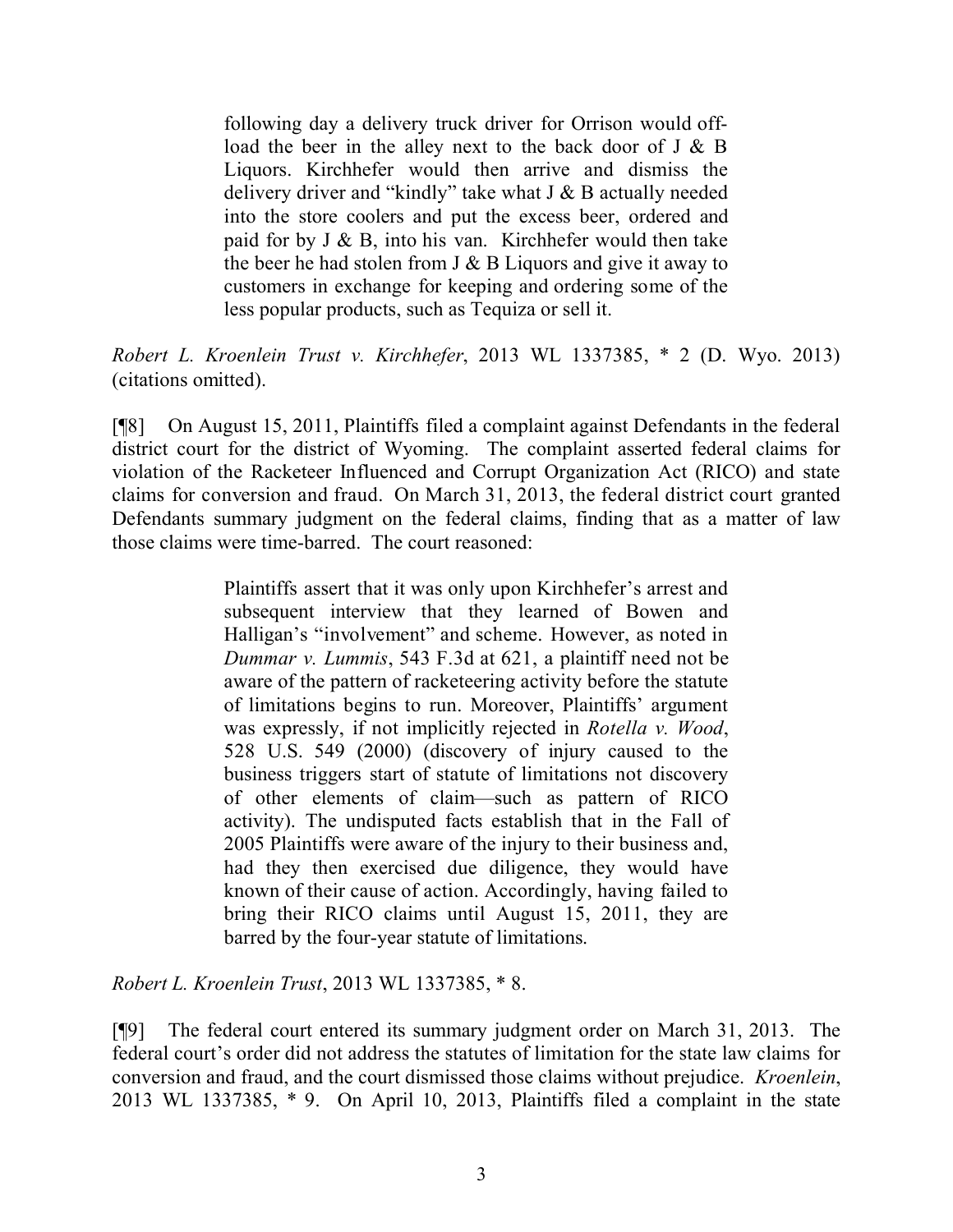> following day a delivery truck driver for Orrison would off-load the beer in the alley next to the back door of J & B Liquors. Kirchhefer would then arrive and dismiss the delivery driver and "kindly" take what J & B actually needed into the store coolers and put the excess beer, ordered and paid for by J & B, into his van. Kirchhefer would then take the beer he had stolen from J & B Liquors and give it away to customers in exchange for keeping and ordering some of the less popular products, such as Tequiza or sell it.

*Robert L. Kroenlein Trust v. Kirchhefer*, 2013 WL 1337385, * 2 (D. Wyo. 2013) (citations omitted).

[¶8] On August 15, 2011, Plaintiffs filed a complaint against Defendants in the federal district court for the district of Wyoming. The complaint asserted federal claims for violation of the Racketeer Influenced and Corrupt Organization Act (RICO) and state claims for conversion and fraud. On March 31, 2013, the federal district court granted Defendants summary judgment on the federal claims, finding that as a matter of law those claims were time-barred. The court reasoned:

> Plaintiffs assert that it was only upon Kirchhefer's arrest and subsequent interview that they learned of Bowen and Halligan's "involvement" and scheme. However, as noted in *Dummar v. Lummis*, 543 F.3d at 621, a plaintiff need not be aware of the pattern of racketeering activity before the statute of limitations begins to run. Moreover, Plaintiffs' argument was expressly, if not implicitly rejected in *Rotella v. Wood*, 528 U.S. 549 (2000) (discovery of injury caused to the business triggers start of statute of limitations not discovery of other elements of claim—such as pattern of RICO activity). The undisputed facts establish that in the Fall of 2005 Plaintiffs were aware of the injury to their business and, had they then exercised due diligence, they would have known of their cause of action. Accordingly, having failed to bring their RICO claims until August 15, 2011, they are barred by the four-year statute of limitations.

*Robert L. Kroenlein Trust*, 2013 WL 1337385, * 8.

[¶9] The federal court entered its summary judgment order on March 31, 2013. The federal court's order did not address the statutes of limitation for the state law claims for conversion and fraud, and the court dismissed those claims without prejudice. *Kroenlein*, 2013 WL 1337385, * 9. On April 10, 2013, Plaintiffs filed a complaint in the state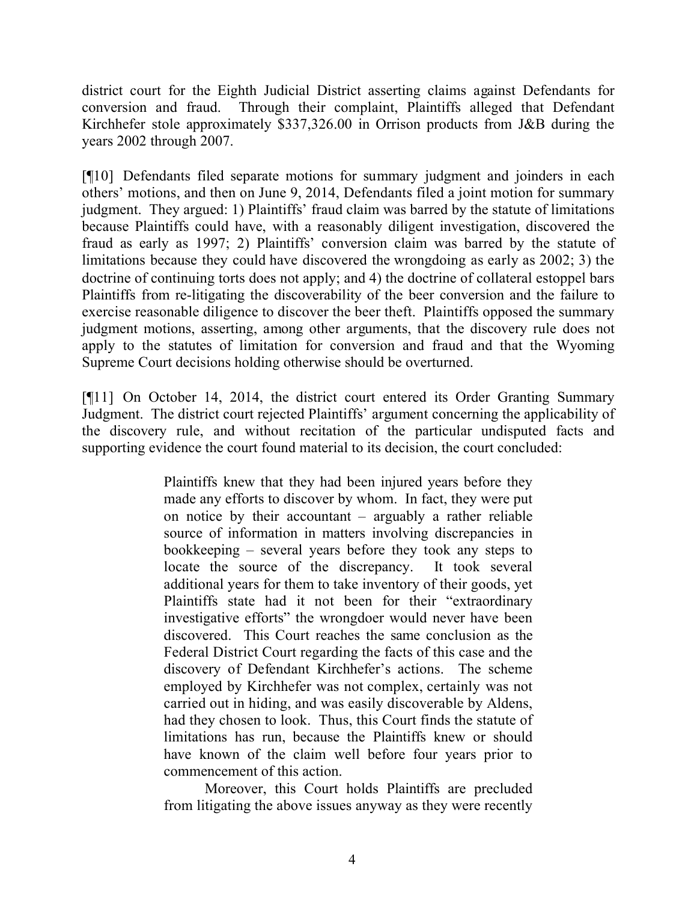district court for the Eighth Judicial District asserting claims against Defendants for conversion and fraud. Through their complaint, Plaintiffs alleged that Defendant Kirchhefer stole approximately $337,326.00 in Orrison products from J&B during the years 2002 through 2007.

[¶10] Defendants filed separate motions for summary judgment and joinders in each others' motions, and then on June 9, 2014, Defendants filed a joint motion for summary judgment. They argued: 1) Plaintiffs' fraud claim was barred by the statute of limitations because Plaintiffs could have, with a reasonably diligent investigation, discovered the fraud as early as 1997; 2) Plaintiffs' conversion claim was barred by the statute of limitations because they could have discovered the wrongdoing as early as 2002; 3) the doctrine of continuing torts does not apply; and 4) the doctrine of collateral estoppel bars Plaintiffs from re-litigating the discoverability of the beer conversion and the failure to exercise reasonable diligence to discover the beer theft. Plaintiffs opposed the summary judgment motions, asserting, among other arguments, that the discovery rule does not apply to the statutes of limitation for conversion and fraud and that the Wyoming Supreme Court decisions holding otherwise should be overturned.

[¶11] On October 14, 2014, the district court entered its Order Granting Summary Judgment. The district court rejected Plaintiffs' argument concerning the applicability of the discovery rule, and without recitation of the particular undisputed facts and supporting evidence the court found material to its decision, the court concluded:

> Plaintiffs knew that they had been injured years before they made any efforts to discover by whom. In fact, they were put on notice by their accountant – arguably a rather reliable source of information in matters involving discrepancies in bookkeeping – several years before they took any steps to locate the source of the discrepancy. It took several additional years for them to take inventory of their goods, yet Plaintiffs state had it not been for their "extraordinary investigative efforts" the wrongdoer would never have been discovered. This Court reaches the same conclusion as the Federal District Court regarding the facts of this case and the discovery of Defendant Kirchhefer's actions. The scheme employed by Kirchhefer was not complex, certainly was not carried out in hiding, and was easily discoverable by Aldens, had they chosen to look. Thus, this Court finds the statute of limitations has run, because the Plaintiffs knew or should have known of the claim well before four years prior to commencement of this action.
>
> Moreover, this Court holds Plaintiffs are precluded from litigating the above issues anyway as they were recently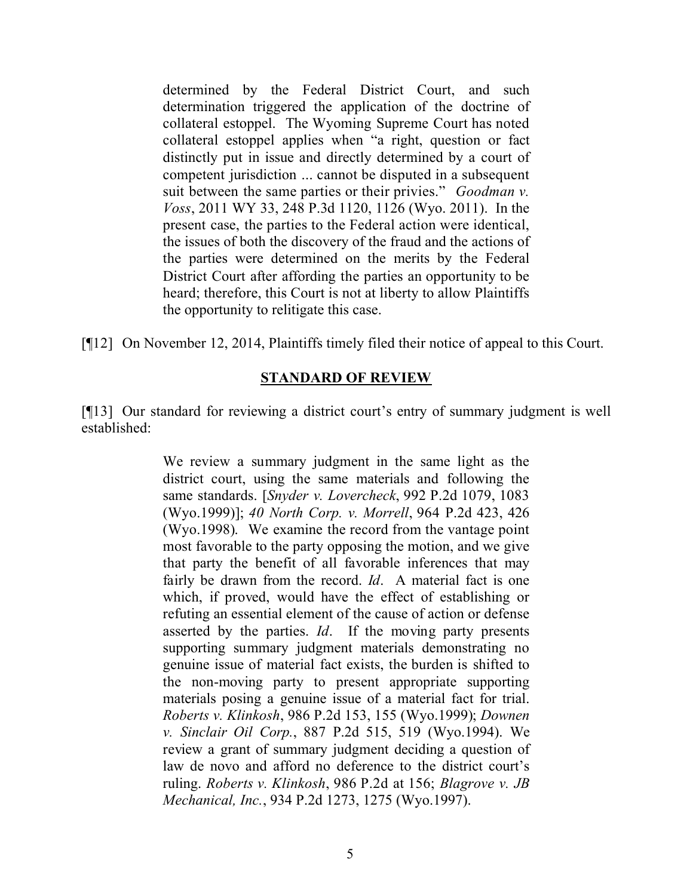> determined by the Federal District Court, and such determination triggered the application of the doctrine of collateral estoppel. The Wyoming Supreme Court has noted collateral estoppel applies when "a right, question or fact distinctly put in issue and directly determined by a court of competent jurisdiction ... cannot be disputed in a subsequent suit between the same parties or their privies." *Goodman v. Voss*, 2011 WY 33, 248 P.3d 1120, 1126 (Wyo. 2011). In the present case, the parties to the Federal action were identical, the issues of both the discovery of the fraud and the actions of the parties were determined on the merits by the Federal District Court after affording the parties an opportunity to be heard; therefore, this Court is not at liberty to allow Plaintiffs the opportunity to relitigate this case.

[¶12] On November 12, 2014, Plaintiffs timely filed their notice of appeal to this Court.

## STANDARD OF REVIEW

[¶13] Our standard for reviewing a district court's entry of summary judgment is well established:

> We review a summary judgment in the same light as the district court, using the same materials and following the same standards. [*Snyder v. Lovercheck*, 992 P.2d 1079, 1083 (Wyo.1999)]; *40 North Corp. v. Morrell*, 964 P.2d 423, 426 (Wyo.1998). We examine the record from the vantage point most favorable to the party opposing the motion, and we give that party the benefit of all favorable inferences that may fairly be drawn from the record. *Id*. A material fact is one which, if proved, would have the effect of establishing or refuting an essential element of the cause of action or defense asserted by the parties. *Id*. If the moving party presents supporting summary judgment materials demonstrating no genuine issue of material fact exists, the burden is shifted to the non-moving party to present appropriate supporting materials posing a genuine issue of a material fact for trial. *Roberts v. Klinkosh*, 986 P.2d 153, 155 (Wyo.1999); *Downen v. Sinclair Oil Corp.*, 887 P.2d 515, 519 (Wyo.1994). We review a grant of summary judgment deciding a question of law de novo and afford no deference to the district court's ruling. *Roberts v. Klinkosh*, 986 P.2d at 156; *Blagrove v. JB Mechanical, Inc.*, 934 P.2d 1273, 1275 (Wyo.1997).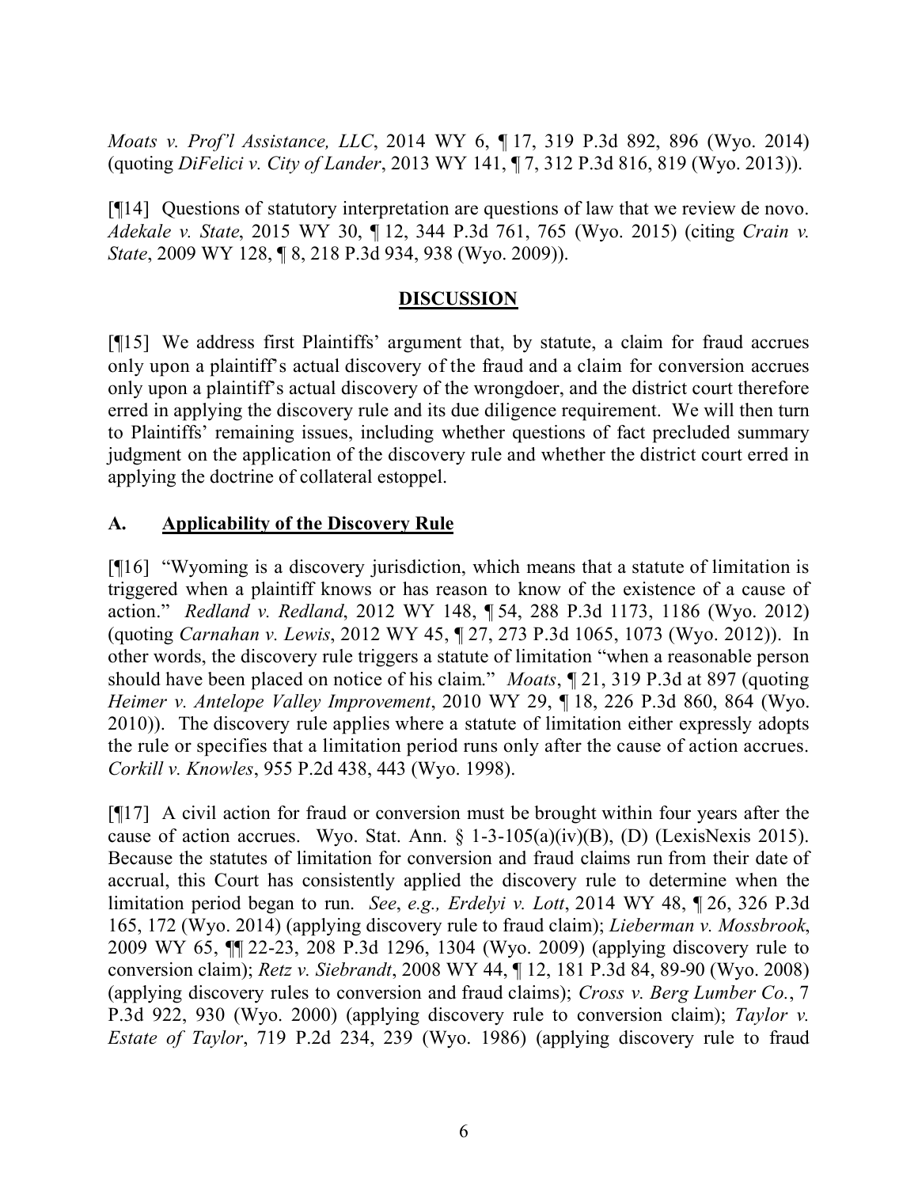*Moats v. Prof'l Assistance, LLC*, 2014 WY 6, ¶ 17, 319 P.3d 892, 896 (Wyo. 2014) (quoting *DiFelici v. City of Lander*, 2013 WY 141, ¶ 7, 312 P.3d 816, 819 (Wyo. 2013)).

[¶14] Questions of statutory interpretation are questions of law that we review de novo. *Adekale v. State*, 2015 WY 30, ¶ 12, 344 P.3d 761, 765 (Wyo. 2015) (citing *Crain v. State*, 2009 WY 128, ¶ 8, 218 P.3d 934, 938 (Wyo. 2009)).

## DISCUSSION

[¶15] We address first Plaintiffs' argument that, by statute, a claim for fraud accrues only upon a plaintiff's actual discovery of the fraud and a claim for conversion accrues only upon a plaintiff's actual discovery of the wrongdoer, and the district court therefore erred in applying the discovery rule and its due diligence requirement. We will then turn to Plaintiffs' remaining issues, including whether questions of fact precluded summary judgment on the application of the discovery rule and whether the district court erred in applying the doctrine of collateral estoppel.

### A. Applicability of the Discovery Rule

[¶16] "Wyoming is a discovery jurisdiction, which means that a statute of limitation is triggered when a plaintiff knows or has reason to know of the existence of a cause of action." *Redland v. Redland*, 2012 WY 148, ¶ 54, 288 P.3d 1173, 1186 (Wyo. 2012) (quoting *Carnahan v. Lewis*, 2012 WY 45, ¶ 27, 273 P.3d 1065, 1073 (Wyo. 2012)). In other words, the discovery rule triggers a statute of limitation "when a reasonable person should have been placed on notice of his claim." *Moats*, ¶ 21, 319 P.3d at 897 (quoting *Heimer v. Antelope Valley Improvement*, 2010 WY 29, ¶ 18, 226 P.3d 860, 864 (Wyo. 2010)). The discovery rule applies where a statute of limitation either expressly adopts the rule or specifies that a limitation period runs only after the cause of action accrues. *Corkill v. Knowles*, 955 P.2d 438, 443 (Wyo. 1998).

[¶17] A civil action for fraud or conversion must be brought within four years after the cause of action accrues. Wyo. Stat. Ann. § 1-3-105(a)(iv)(B), (D) (LexisNexis 2015). Because the statutes of limitation for conversion and fraud claims run from their date of accrual, this Court has consistently applied the discovery rule to determine when the limitation period began to run. *See*, *e.g., Erdelyi v. Lott*, 2014 WY 48, ¶ 26, 326 P.3d 165, 172 (Wyo. 2014) (applying discovery rule to fraud claim); *Lieberman v. Mossbrook*, 2009 WY 65, ¶¶ 22-23, 208 P.3d 1296, 1304 (Wyo. 2009) (applying discovery rule to conversion claim); *Retz v. Siebrandt*, 2008 WY 44, ¶ 12, 181 P.3d 84, 89-90 (Wyo. 2008) (applying discovery rules to conversion and fraud claims); *Cross v. Berg Lumber Co.*, 7 P.3d 922, 930 (Wyo. 2000) (applying discovery rule to conversion claim); *Taylor v. Estate of Taylor*, 719 P.2d 234, 239 (Wyo. 1986) (applying discovery rule to fraud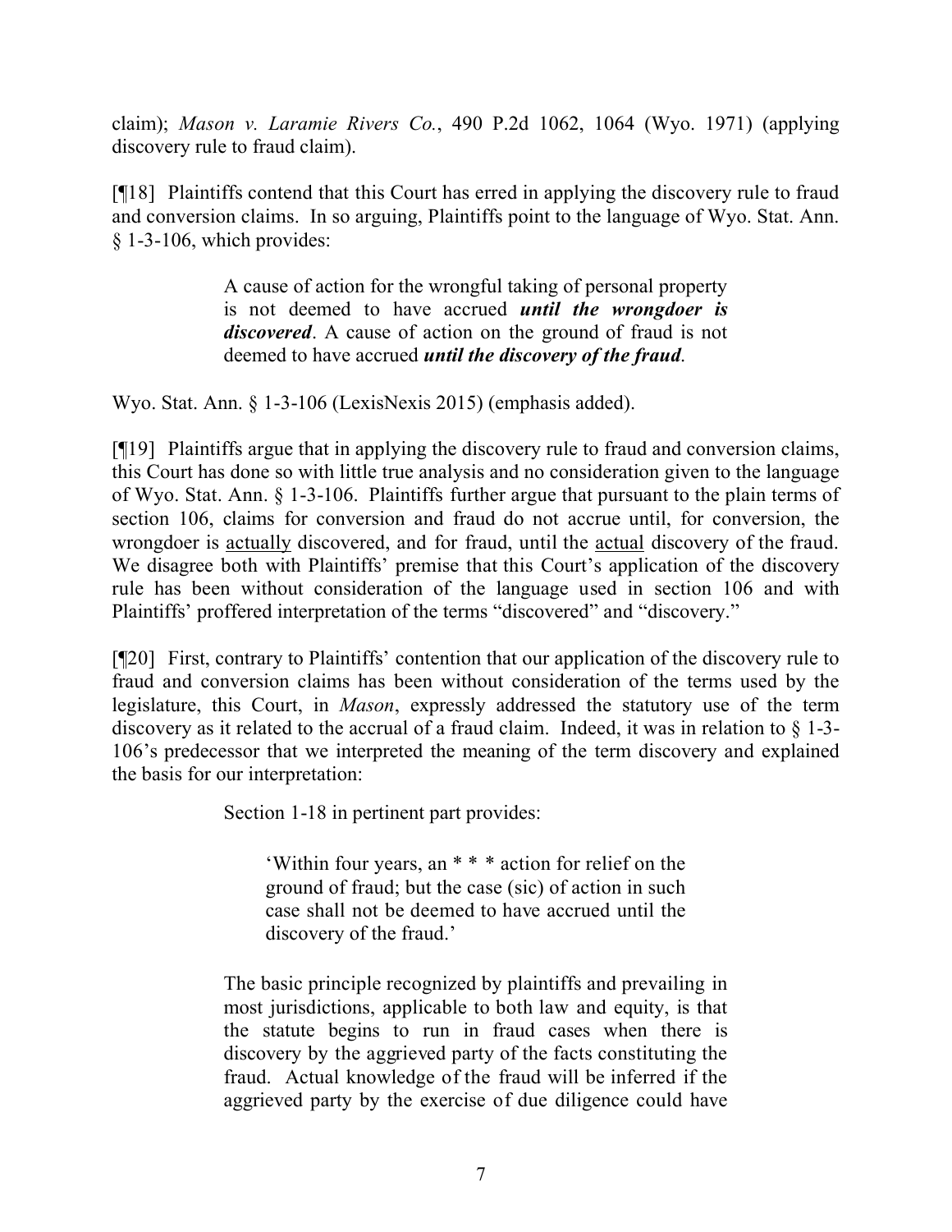claim); *Mason v. Laramie Rivers Co.*, 490 P.2d 1062, 1064 (Wyo. 1971) (applying discovery rule to fraud claim).

[¶18] Plaintiffs contend that this Court has erred in applying the discovery rule to fraud and conversion claims. In so arguing, Plaintiffs point to the language of Wyo. Stat. Ann. § 1-3-106, which provides:

> A cause of action for the wrongful taking of personal property is not deemed to have accrued ***until the wrongdoer is discovered***. A cause of action on the ground of fraud is not deemed to have accrued ***until the discovery of the fraud***.

Wyo. Stat. Ann. § 1-3-106 (LexisNexis 2015) (emphasis added).

[¶19] Plaintiffs argue that in applying the discovery rule to fraud and conversion claims, this Court has done so with little true analysis and no consideration given to the language of Wyo. Stat. Ann. § 1-3-106. Plaintiffs further argue that pursuant to the plain terms of section 106, claims for conversion and fraud do not accrue until, for conversion, the wrongdoer is <u>actually</u> discovered, and for fraud, until the <u>actual</u> discovery of the fraud. We disagree both with Plaintiffs' premise that this Court's application of the discovery rule has been without consideration of the language used in section 106 and with Plaintiffs' proffered interpretation of the terms "discovered" and "discovery."

[¶20] First, contrary to Plaintiffs' contention that our application of the discovery rule to fraud and conversion claims has been without consideration of the terms used by the legislature, this Court, in *Mason*, expressly addressed the statutory use of the term discovery as it related to the accrual of a fraud claim. Indeed, it was in relation to § 1-3-106's predecessor that we interpreted the meaning of the term discovery and explained the basis for our interpretation:

> Section 1-18 in pertinent part provides:
>
> > 'Within four years, an * * * action for relief on the ground of fraud; but the case (sic) of action in such case shall not be deemed to have accrued until the discovery of the fraud.'
>
> The basic principle recognized by plaintiffs and prevailing in most jurisdictions, applicable to both law and equity, is that the statute begins to run in fraud cases when there is discovery by the aggrieved party of the facts constituting the fraud. Actual knowledge of the fraud will be inferred if the aggrieved party by the exercise of due diligence could have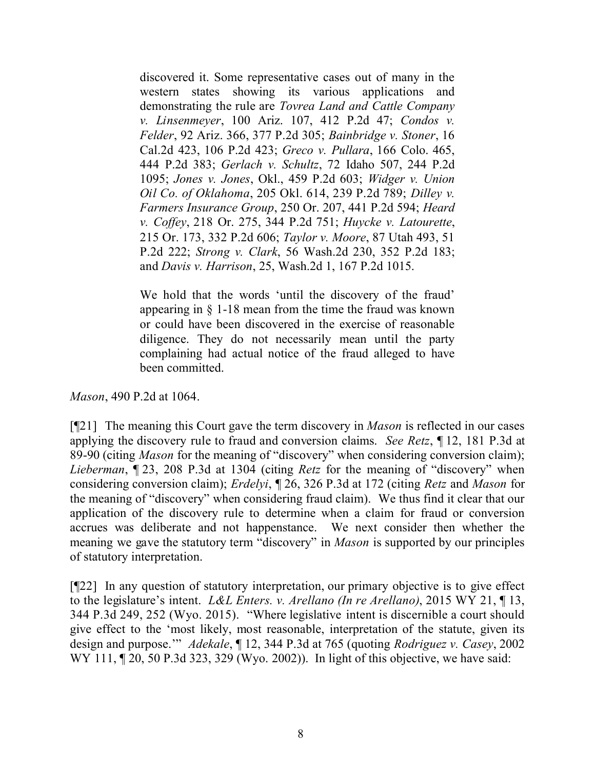> discovered it. Some representative cases out of many in the western states showing its various applications and demonstrating the rule are *Tovrea Land and Cattle Company v. Linsenmeyer*, 100 Ariz. 107, 412 P.2d 47; *Condos v. Felder*, 92 Ariz. 366, 377 P.2d 305; *Bainbridge v. Stoner*, 16 Cal.2d 423, 106 P.2d 423; *Greco v. Pullara*, 166 Colo. 465, 444 P.2d 383; *Gerlach v. Schultz*, 72 Idaho 507, 244 P.2d 1095; *Jones v. Jones*, Okl., 459 P.2d 603; *Widger v. Union Oil Co. of Oklahoma*, 205 Okl. 614, 239 P.2d 789; *Dilley v. Farmers Insurance Group*, 250 Or. 207, 441 P.2d 594; *Heard v. Coffey*, 218 Or. 275, 344 P.2d 751; *Huycke v. Latourette*, 215 Or. 173, 332 P.2d 606; *Taylor v. Moore*, 87 Utah 493, 51 P.2d 222; *Strong v. Clark*, 56 Wash.2d 230, 352 P.2d 183; and *Davis v. Harrison*, 25, Wash.2d 1, 167 P.2d 1015.
>
> We hold that the words 'until the discovery of the fraud' appearing in § 1-18 mean from the time the fraud was known or could have been discovered in the exercise of reasonable diligence. They do not necessarily mean until the party complaining had actual notice of the fraud alleged to have been committed.

*Mason*, 490 P.2d at 1064.

[¶21] The meaning this Court gave the term discovery in *Mason* is reflected in our cases applying the discovery rule to fraud and conversion claims. *See Retz*, ¶ 12, 181 P.3d at 89-90 (citing *Mason* for the meaning of "discovery" when considering conversion claim); *Lieberman*, ¶ 23, 208 P.3d at 1304 (citing *Retz* for the meaning of "discovery" when considering conversion claim); *Erdelyi*, ¶ 26, 326 P.3d at 172 (citing *Retz* and *Mason* for the meaning of "discovery" when considering fraud claim). We thus find it clear that our application of the discovery rule to determine when a claim for fraud or conversion accrues was deliberate and not happenstance. We next consider then whether the meaning we gave the statutory term "discovery" in *Mason* is supported by our principles of statutory interpretation.

[¶22] In any question of statutory interpretation, our primary objective is to give effect to the legislature's intent. *L&L Enters. v. Arellano (In re Arellano)*, 2015 WY 21, ¶ 13, 344 P.3d 249, 252 (Wyo. 2015). "Where legislative intent is discernible a court should give effect to the 'most likely, most reasonable, interpretation of the statute, given its design and purpose.'" *Adekale*, ¶ 12, 344 P.3d at 765 (quoting *Rodriguez v. Casey*, 2002 WY 111, ¶ 20, 50 P.3d 323, 329 (Wyo. 2002)). In light of this objective, we have said: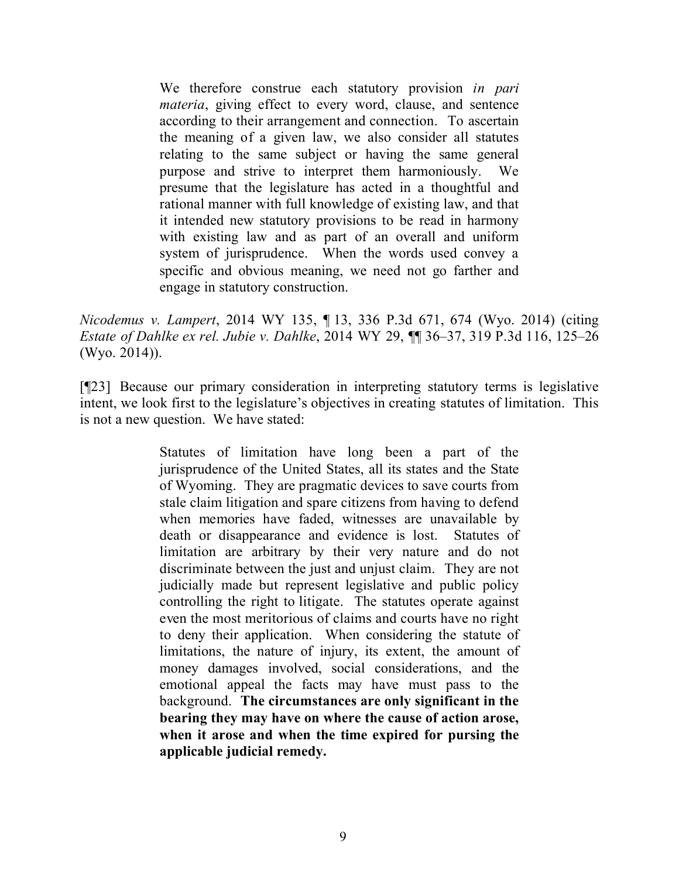> We therefore construe each statutory provision *in pari materia*, giving effect to every word, clause, and sentence according to their arrangement and connection. To ascertain the meaning of a given law, we also consider all statutes relating to the same subject or having the same general purpose and strive to interpret them harmoniously. We presume that the legislature has acted in a thoughtful and rational manner with full knowledge of existing law, and that it intended new statutory provisions to be read in harmony with existing law and as part of an overall and uniform system of jurisprudence. When the words used convey a specific and obvious meaning, we need not go farther and engage in statutory construction.

*Nicodemus v. Lampert*, 2014 WY 135, ¶ 13, 336 P.3d 671, 674 (Wyo. 2014) (citing *Estate of Dahlke ex rel. Jubie v. Dahlke*, 2014 WY 29, ¶¶ 36–37, 319 P.3d 116, 125–26 (Wyo. 2014)).

[¶23] Because our primary consideration in interpreting statutory terms is legislative intent, we look first to the legislature's objectives in creating statutes of limitation. This is not a new question. We have stated:

> Statutes of limitation have long been a part of the jurisprudence of the United States, all its states and the State of Wyoming. They are pragmatic devices to save courts from stale claim litigation and spare citizens from having to defend when memories have faded, witnesses are unavailable by death or disappearance and evidence is lost. Statutes of limitation are arbitrary by their very nature and do not discriminate between the just and unjust claim. They are not judicially made but represent legislative and public policy controlling the right to litigate. The statutes operate against even the most meritorious of claims and courts have no right to deny their application. When considering the statute of limitations, the nature of injury, its extent, the amount of money damages involved, social considerations, and the emotional appeal the facts may have must pass to the background. **The circumstances are only significant in the bearing they may have on where the cause of action arose, when it arose and when the time expired for pursing the applicable judicial remedy.**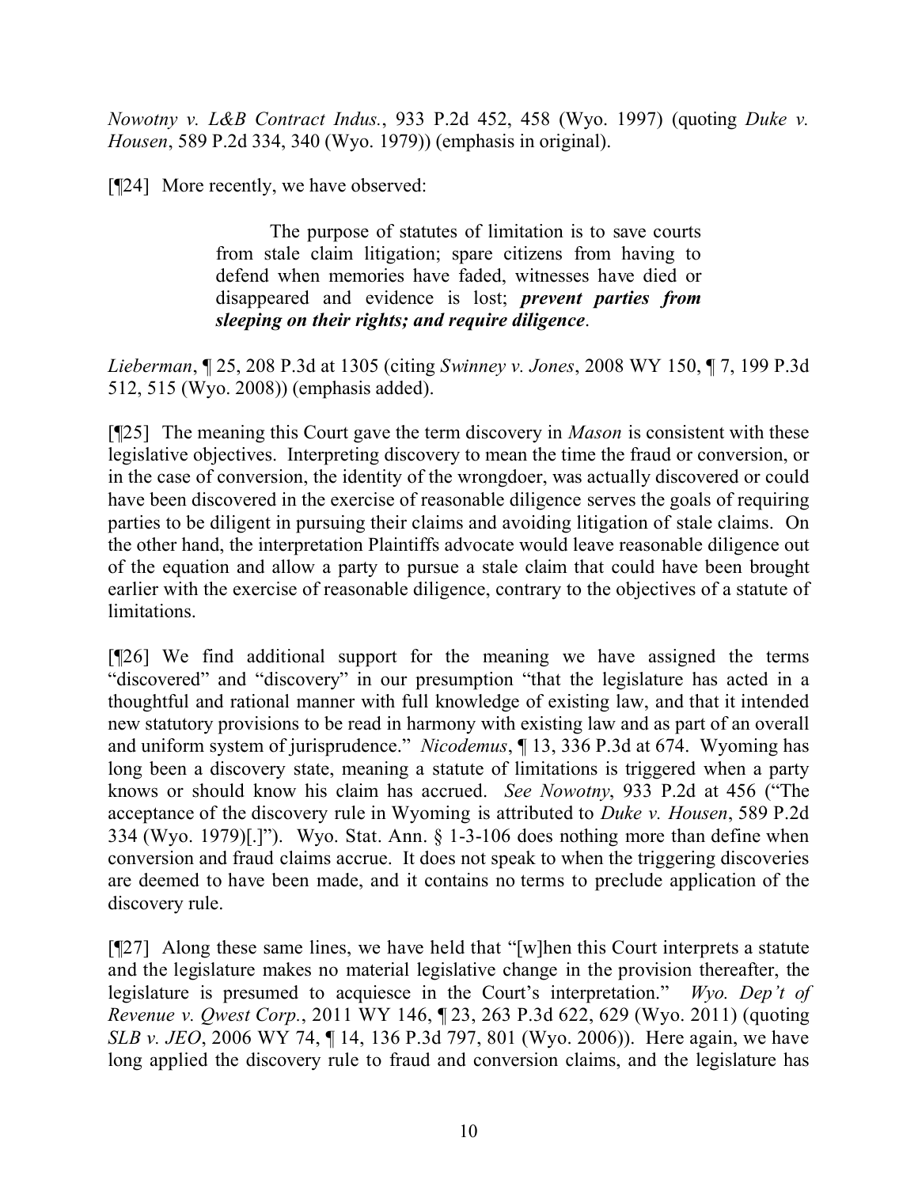*Nowotny v. L&B Contract Indus.*, 933 P.2d 452, 458 (Wyo. 1997) (quoting *Duke v. Housen*, 589 P.2d 334, 340 (Wyo. 1979)) (emphasis in original).

[¶24] More recently, we have observed:

> The purpose of statutes of limitation is to save courts from stale claim litigation; spare citizens from having to defend when memories have faded, witnesses have died or disappeared and evidence is lost; ***prevent parties from sleeping on their rights; and require diligence***.

*Lieberman*, ¶ 25, 208 P.3d at 1305 (citing *Swinney v. Jones*, 2008 WY 150, ¶ 7, 199 P.3d 512, 515 (Wyo. 2008)) (emphasis added).

[¶25] The meaning this Court gave the term discovery in *Mason* is consistent with these legislative objectives. Interpreting discovery to mean the time the fraud or conversion, or in the case of conversion, the identity of the wrongdoer, was actually discovered or could have been discovered in the exercise of reasonable diligence serves the goals of requiring parties to be diligent in pursuing their claims and avoiding litigation of stale claims. On the other hand, the interpretation Plaintiffs advocate would leave reasonable diligence out of the equation and allow a party to pursue a stale claim that could have been brought earlier with the exercise of reasonable diligence, contrary to the objectives of a statute of limitations.

[¶26] We find additional support for the meaning we have assigned the terms "discovered" and "discovery" in our presumption "that the legislature has acted in a thoughtful and rational manner with full knowledge of existing law, and that it intended new statutory provisions to be read in harmony with existing law and as part of an overall and uniform system of jurisprudence." *Nicodemus*, ¶ 13, 336 P.3d at 674. Wyoming has long been a discovery state, meaning a statute of limitations is triggered when a party knows or should know his claim has accrued. *See Nowotny*, 933 P.2d at 456 ("The acceptance of the discovery rule in Wyoming is attributed to *Duke v. Housen*, 589 P.2d 334 (Wyo. 1979)[.]"). Wyo. Stat. Ann. § 1-3-106 does nothing more than define when conversion and fraud claims accrue. It does not speak to when the triggering discoveries are deemed to have been made, and it contains no terms to preclude application of the discovery rule.

[¶27] Along these same lines, we have held that "[w]hen this Court interprets a statute and the legislature makes no material legislative change in the provision thereafter, the legislature is presumed to acquiesce in the Court's interpretation." *Wyo. Dep't of Revenue v. Qwest Corp.*, 2011 WY 146, ¶ 23, 263 P.3d 622, 629 (Wyo. 2011) (quoting *SLB v. JEO*, 2006 WY 74, ¶ 14, 136 P.3d 797, 801 (Wyo. 2006)). Here again, we have long applied the discovery rule to fraud and conversion claims, and the legislature has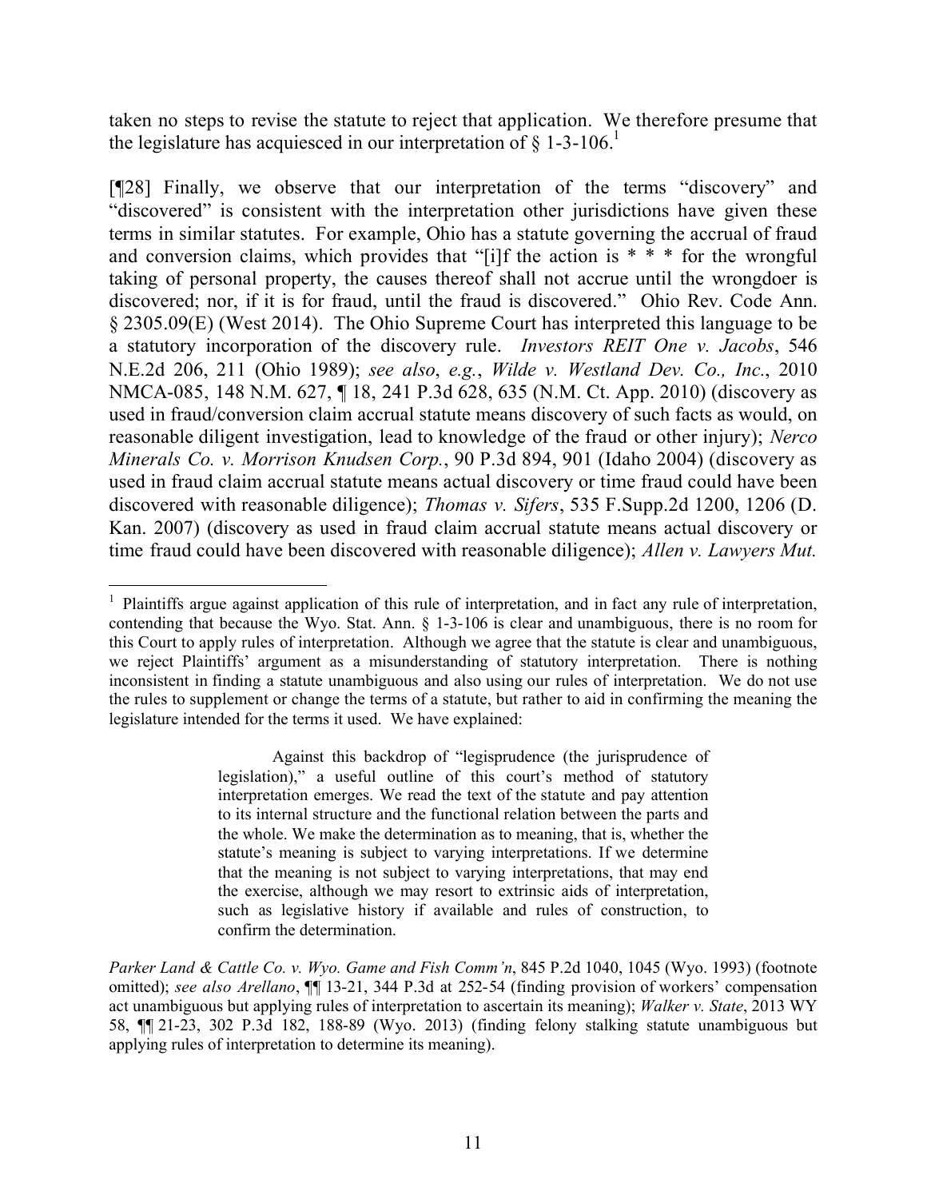taken no steps to revise the statute to reject that application. We therefore presume that the legislature has acquiesced in our interpretation of § 1-3-106.[1]

[¶28] Finally, we observe that our interpretation of the terms "discovery" and "discovered" is consistent with the interpretation other jurisdictions have given these terms in similar statutes. For example, Ohio has a statute governing the accrual of fraud and conversion claims, which provides that "[i]f the action is * * * for the wrongful taking of personal property, the causes thereof shall not accrue until the wrongdoer is discovered; nor, if it is for fraud, until the fraud is discovered." Ohio Rev. Code Ann. § 2305.09(E) (West 2014). The Ohio Supreme Court has interpreted this language to be a statutory incorporation of the discovery rule. *Investors REIT One v. Jacobs*, 546 N.E.2d 206, 211 (Ohio 1989); *see also*, *e.g.*, *Wilde v. Westland Dev. Co., Inc.*, 2010 NMCA-085, 148 N.M. 627, ¶ 18, 241 P.3d 628, 635 (N.M. Ct. App. 2010) (discovery as used in fraud/conversion claim accrual statute means discovery of such facts as would, on reasonable diligent investigation, lead to knowledge of the fraud or other injury); *Nerco Minerals Co. v. Morrison Knudsen Corp.*, 90 P.3d 894, 901 (Idaho 2004) (discovery as used in fraud claim accrual statute means actual discovery or time fraud could have been discovered with reasonable diligence); *Thomas v. Sifers*, 535 F.Supp.2d 1200, 1206 (D. Kan. 2007) (discovery as used in fraud claim accrual statute means actual discovery or time fraud could have been discovered with reasonable diligence); *Allen v. Lawyers Mut.*

---

[1] Plaintiffs argue against application of this rule of interpretation, and in fact any rule of interpretation, contending that because the Wyo. Stat. Ann. § 1-3-106 is clear and unambiguous, there is no room for this Court to apply rules of interpretation. Although we agree that the statute is clear and unambiguous, we reject Plaintiffs' argument as a misunderstanding of statutory interpretation. There is nothing inconsistent in finding a statute unambiguous and also using our rules of interpretation. We do not use the rules to supplement or change the terms of a statute, but rather to aid in confirming the meaning the legislature intended for the terms it used. We have explained:

> Against this backdrop of "legisprudence (the jurisprudence of legislation)," a useful outline of this court's method of statutory interpretation emerges. We read the text of the statute and pay attention to its internal structure and the functional relation between the parts and the whole. We make the determination as to meaning, that is, whether the statute's meaning is subject to varying interpretations. If we determine that the meaning is not subject to varying interpretations, that may end the exercise, although we may resort to extrinsic aids of interpretation, such as legislative history if available and rules of construction, to confirm the determination.

*Parker Land & Cattle Co. v. Wyo. Game and Fish Comm'n*, 845 P.2d 1040, 1045 (Wyo. 1993) (footnote omitted); *see also Arellano*, ¶¶ 13-21, 344 P.3d at 252-54 (finding provision of workers' compensation act unambiguous but applying rules of interpretation to ascertain its meaning); *Walker v. State*, 2013 WY 58, ¶¶ 21-23, 302 P.3d 182, 188-89 (Wyo. 2013) (finding felony stalking statute unambiguous but applying rules of interpretation to determine its meaning).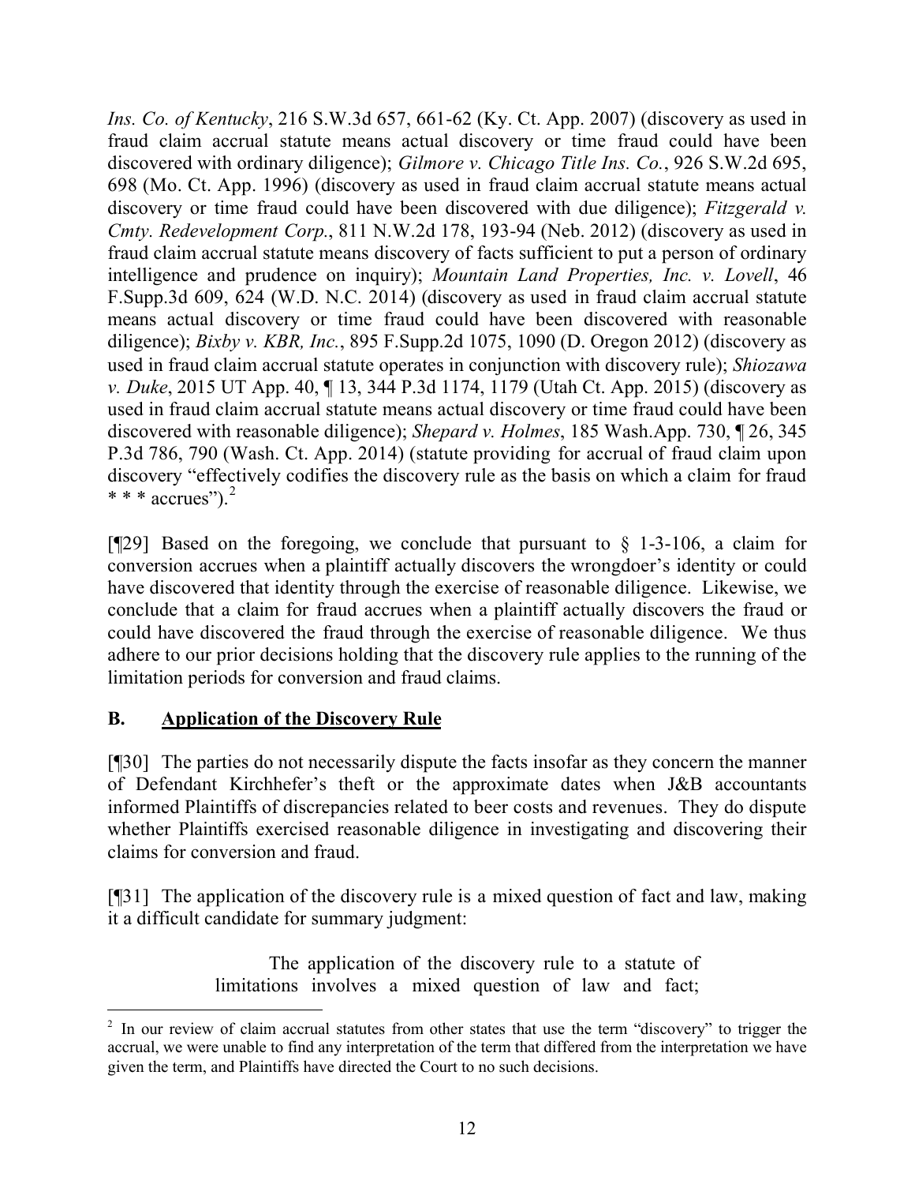*Ins. Co. of Kentucky*, 216 S.W.3d 657, 661-62 (Ky. Ct. App. 2007) (discovery as used in fraud claim accrual statute means actual discovery or time fraud could have been discovered with ordinary diligence); *Gilmore v. Chicago Title Ins. Co.*, 926 S.W.2d 695, 698 (Mo. Ct. App. 1996) (discovery as used in fraud claim accrual statute means actual discovery or time fraud could have been discovered with due diligence); *Fitzgerald v. Cmty. Redevelopment Corp.*, 811 N.W.2d 178, 193-94 (Neb. 2012) (discovery as used in fraud claim accrual statute means discovery of facts sufficient to put a person of ordinary intelligence and prudence on inquiry); *Mountain Land Properties, Inc. v. Lovell*, 46 F.Supp.3d 609, 624 (W.D. N.C. 2014) (discovery as used in fraud claim accrual statute means actual discovery or time fraud could have been discovered with reasonable diligence); *Bixby v. KBR, Inc.*, 895 F.Supp.2d 1075, 1090 (D. Oregon 2012) (discovery as used in fraud claim accrual statute operates in conjunction with discovery rule); *Shiozawa v. Duke*, 2015 UT App. 40, ¶ 13, 344 P.3d 1174, 1179 (Utah Ct. App. 2015) (discovery as used in fraud claim accrual statute means actual discovery or time fraud could have been discovered with reasonable diligence); *Shepard v. Holmes*, 185 Wash.App. 730, ¶ 26, 345 P.3d 786, 790 (Wash. Ct. App. 2014) (statute providing for accrual of fraud claim upon discovery "effectively codifies the discovery rule as the basis on which a claim for fraud * * * accrues").[2]

[¶29] Based on the foregoing, we conclude that pursuant to § 1-3-106, a claim for conversion accrues when a plaintiff actually discovers the wrongdoer's identity or could have discovered that identity through the exercise of reasonable diligence. Likewise, we conclude that a claim for fraud accrues when a plaintiff actually discovers the fraud or could have discovered the fraud through the exercise of reasonable diligence. We thus adhere to our prior decisions holding that the discovery rule applies to the running of the limitation periods for conversion and fraud claims.

## B. Application of the Discovery Rule

[¶30] The parties do not necessarily dispute the facts insofar as they concern the manner of Defendant Kirchhefer's theft or the approximate dates when J&B accountants informed Plaintiffs of discrepancies related to beer costs and revenues. They do dispute whether Plaintiffs exercised reasonable diligence in investigating and discovering their claims for conversion and fraud.

[¶31] The application of the discovery rule is a mixed question of fact and law, making it a difficult candidate for summary judgment:

> The application of the discovery rule to a statute of limitations involves a mixed question of law and fact;

[2] In our review of claim accrual statutes from other states that use the term "discovery" to trigger the accrual, we were unable to find any interpretation of the term that differed from the interpretation we have given the term, and Plaintiffs have directed the Court to no such decisions.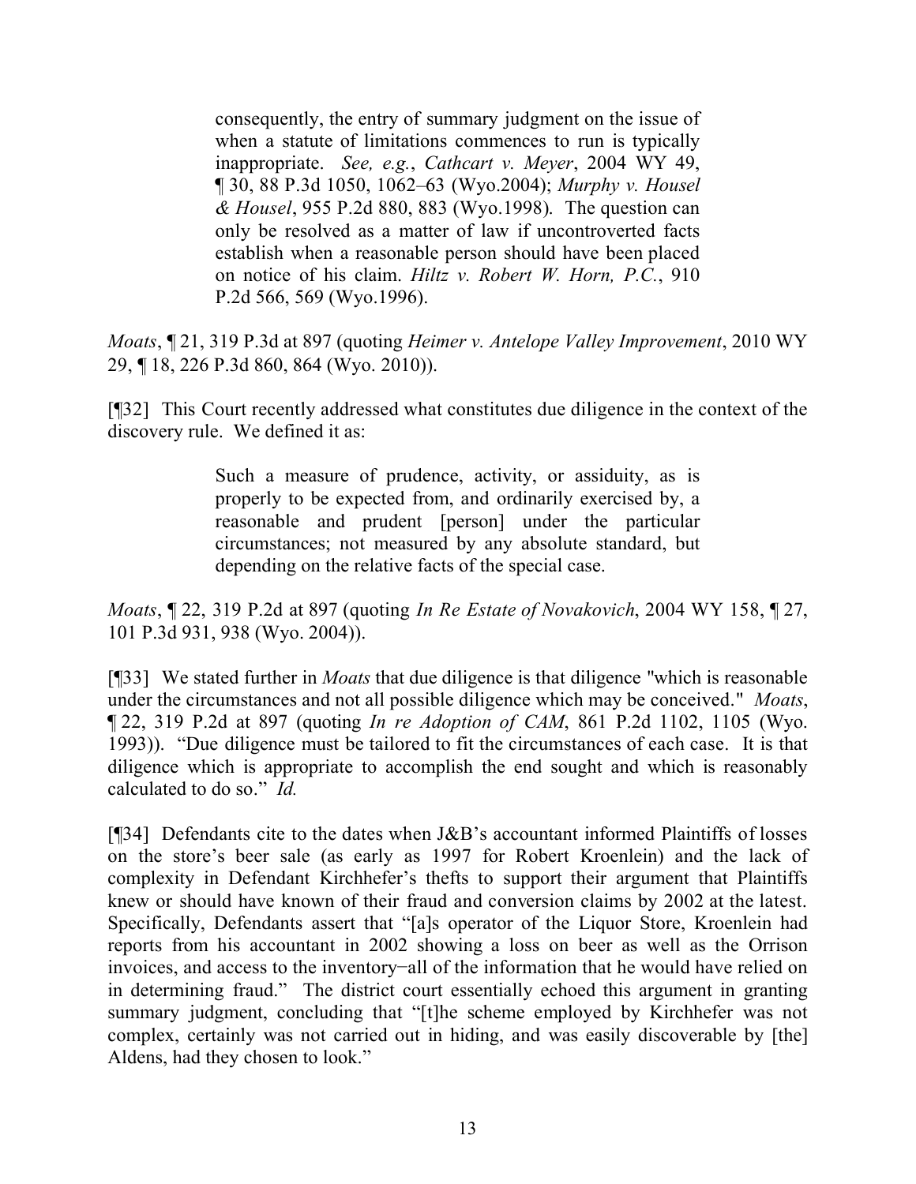> consequently, the entry of summary judgment on the issue of when a statute of limitations commences to run is typically inappropriate. *See, e.g.*, *Cathcart v. Meyer*, 2004 WY 49, ¶ 30, 88 P.3d 1050, 1062–63 (Wyo.2004); *Murphy v. Housel & Housel*, 955 P.2d 880, 883 (Wyo.1998). The question can only be resolved as a matter of law if uncontroverted facts establish when a reasonable person should have been placed on notice of his claim. *Hiltz v. Robert W. Horn, P.C.*, 910 P.2d 566, 569 (Wyo.1996).

*Moats*, ¶ 21, 319 P.3d at 897 (quoting *Heimer v. Antelope Valley Improvement*, 2010 WY 29, ¶ 18, 226 P.3d 860, 864 (Wyo. 2010)).

[¶32] This Court recently addressed what constitutes due diligence in the context of the discovery rule. We defined it as:

> Such a measure of prudence, activity, or assiduity, as is properly to be expected from, and ordinarily exercised by, a reasonable and prudent [person] under the particular circumstances; not measured by any absolute standard, but depending on the relative facts of the special case.

*Moats*, ¶ 22, 319 P.2d at 897 (quoting *In Re Estate of Novakovich*, 2004 WY 158, ¶ 27, 101 P.3d 931, 938 (Wyo. 2004)).

[¶33] We stated further in *Moats* that due diligence is that diligence "which is reasonable under the circumstances and not all possible diligence which may be conceived." *Moats*, ¶ 22, 319 P.2d at 897 (quoting *In re Adoption of CAM*, 861 P.2d 1102, 1105 (Wyo. 1993)). "Due diligence must be tailored to fit the circumstances of each case. It is that diligence which is appropriate to accomplish the end sought and which is reasonably calculated to do so." *Id.*

[¶34] Defendants cite to the dates when J&B's accountant informed Plaintiffs of losses on the store's beer sale (as early as 1997 for Robert Kroenlein) and the lack of complexity in Defendant Kirchhefer's thefts to support their argument that Plaintiffs knew or should have known of their fraud and conversion claims by 2002 at the latest. Specifically, Defendants assert that "[a]s operator of the Liquor Store, Kroenlein had reports from his accountant in 2002 showing a loss on beer as well as the Orrison invoices, and access to the inventory–all of the information that he would have relied on in determining fraud." The district court essentially echoed this argument in granting summary judgment, concluding that "[t]he scheme employed by Kirchhefer was not complex, certainly was not carried out in hiding, and was easily discoverable by [the] Aldens, had they chosen to look."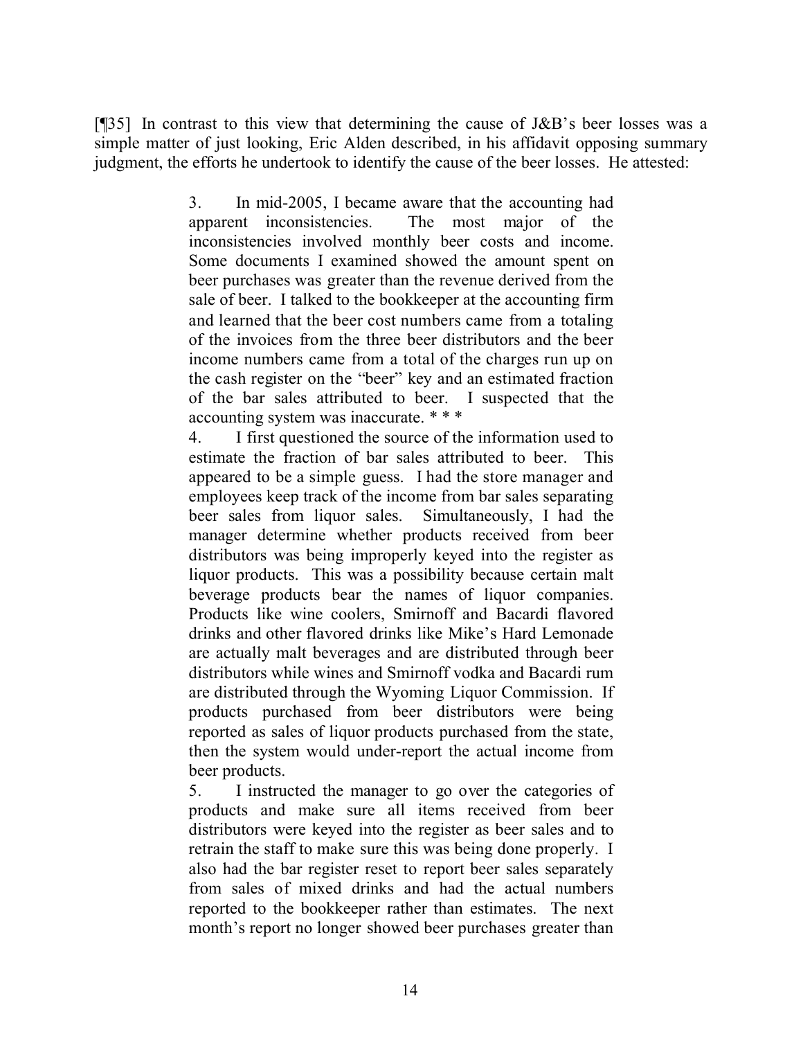[¶35] In contrast to this view that determining the cause of J&B's beer losses was a simple matter of just looking, Eric Alden described, in his affidavit opposing summary judgment, the efforts he undertook to identify the cause of the beer losses. He attested:

> 3. In mid-2005, I became aware that the accounting had apparent inconsistencies. The most major of the inconsistencies involved monthly beer costs and income. Some documents I examined showed the amount spent on beer purchases was greater than the revenue derived from the sale of beer. I talked to the bookkeeper at the accounting firm and learned that the beer cost numbers came from a totaling of the invoices from the three beer distributors and the beer income numbers came from a total of the charges run up on the cash register on the "beer" key and an estimated fraction of the bar sales attributed to beer. I suspected that the accounting system was inaccurate. * * *
>
> 4. I first questioned the source of the information used to estimate the fraction of bar sales attributed to beer. This appeared to be a simple guess. I had the store manager and employees keep track of the income from bar sales separating beer sales from liquor sales. Simultaneously, I had the manager determine whether products received from beer distributors was being improperly keyed into the register as liquor products. This was a possibility because certain malt beverage products bear the names of liquor companies. Products like wine coolers, Smirnoff and Bacardi flavored drinks and other flavored drinks like Mike's Hard Lemonade are actually malt beverages and are distributed through beer distributors while wines and Smirnoff vodka and Bacardi rum are distributed through the Wyoming Liquor Commission. If products purchased from beer distributors were being reported as sales of liquor products purchased from the state, then the system would under-report the actual income from beer products.
>
> 5. I instructed the manager to go over the categories of products and make sure all items received from beer distributors were keyed into the register as beer sales and to retrain the staff to make sure this was being done properly. I also had the bar register reset to report beer sales separately from sales of mixed drinks and had the actual numbers reported to the bookkeeper rather than estimates. The next month's report no longer showed beer purchases greater than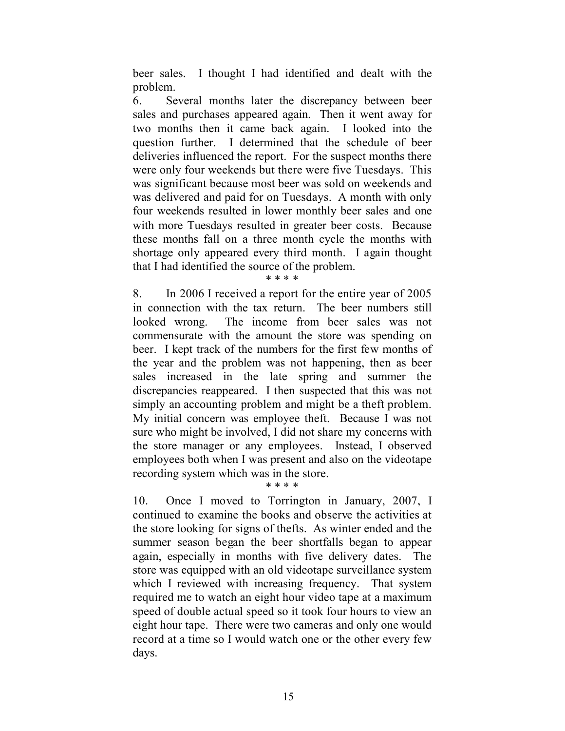beer sales. I thought I had identified and dealt with the problem.

6. Several months later the discrepancy between beer sales and purchases appeared again. Then it went away for two months then it came back again. I looked into the question further. I determined that the schedule of beer deliveries influenced the report. For the suspect months there were only four weekends but there were five Tuesdays. This was significant because most beer was sold on weekends and was delivered and paid for on Tuesdays. A month with only four weekends resulted in lower monthly beer sales and one with more Tuesdays resulted in greater beer costs. Because these months fall on a three month cycle the months with shortage only appeared every third month. I again thought that I had identified the source of the problem.

\* \* \* \*

8. In 2006 I received a report for the entire year of 2005 in connection with the tax return. The beer numbers still looked wrong. The income from beer sales was not commensurate with the amount the store was spending on beer. I kept track of the numbers for the first few months of the year and the problem was not happening, then as beer sales increased in the late spring and summer the discrepancies reappeared. I then suspected that this was not simply an accounting problem and might be a theft problem. My initial concern was employee theft. Because I was not sure who might be involved, I did not share my concerns with the store manager or any employees. Instead, I observed employees both when I was present and also on the videotape recording system which was in the store.

\* \* \* \*

10. Once I moved to Torrington in January, 2007, I continued to examine the books and observe the activities at the store looking for signs of thefts. As winter ended and the summer season began the beer shortfalls began to appear again, especially in months with five delivery dates. The store was equipped with an old videotape surveillance system which I reviewed with increasing frequency. That system required me to watch an eight hour video tape at a maximum speed of double actual speed so it took four hours to view an eight hour tape. There were two cameras and only one would record at a time so I would watch one or the other every few days.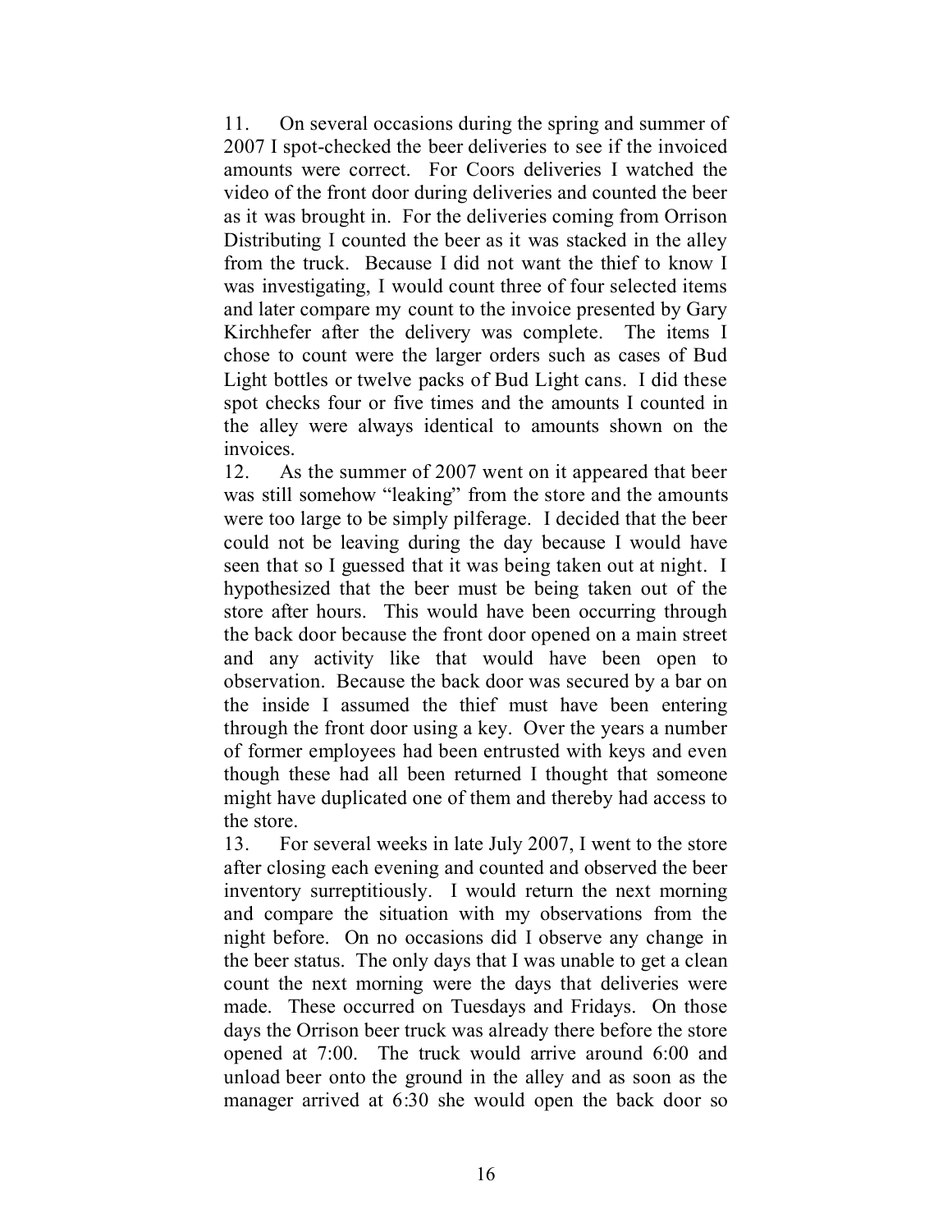11. On several occasions during the spring and summer of 2007 I spot-checked the beer deliveries to see if the invoiced amounts were correct. For Coors deliveries I watched the video of the front door during deliveries and counted the beer as it was brought in. For the deliveries coming from Orrison Distributing I counted the beer as it was stacked in the alley from the truck. Because I did not want the thief to know I was investigating, I would count three of four selected items and later compare my count to the invoice presented by Gary Kirchhefer after the delivery was complete. The items I chose to count were the larger orders such as cases of Bud Light bottles or twelve packs of Bud Light cans. I did these spot checks four or five times and the amounts I counted in the alley were always identical to amounts shown on the invoices.

12. As the summer of 2007 went on it appeared that beer was still somehow "leaking" from the store and the amounts were too large to be simply pilferage. I decided that the beer could not be leaving during the day because I would have seen that so I guessed that it was being taken out at night. I hypothesized that the beer must be being taken out of the store after hours. This would have been occurring through the back door because the front door opened on a main street and any activity like that would have been open to observation. Because the back door was secured by a bar on the inside I assumed the thief must have been entering through the front door using a key. Over the years a number of former employees had been entrusted with keys and even though these had all been returned I thought that someone might have duplicated one of them and thereby had access to the store.

13. For several weeks in late July 2007, I went to the store after closing each evening and counted and observed the beer inventory surreptitiously. I would return the next morning and compare the situation with my observations from the night before. On no occasions did I observe any change in the beer status. The only days that I was unable to get a clean count the next morning were the days that deliveries were made. These occurred on Tuesdays and Fridays. On those days the Orrison beer truck was already there before the store opened at 7:00. The truck would arrive around 6:00 and unload beer onto the ground in the alley and as soon as the manager arrived at 6:30 she would open the back door so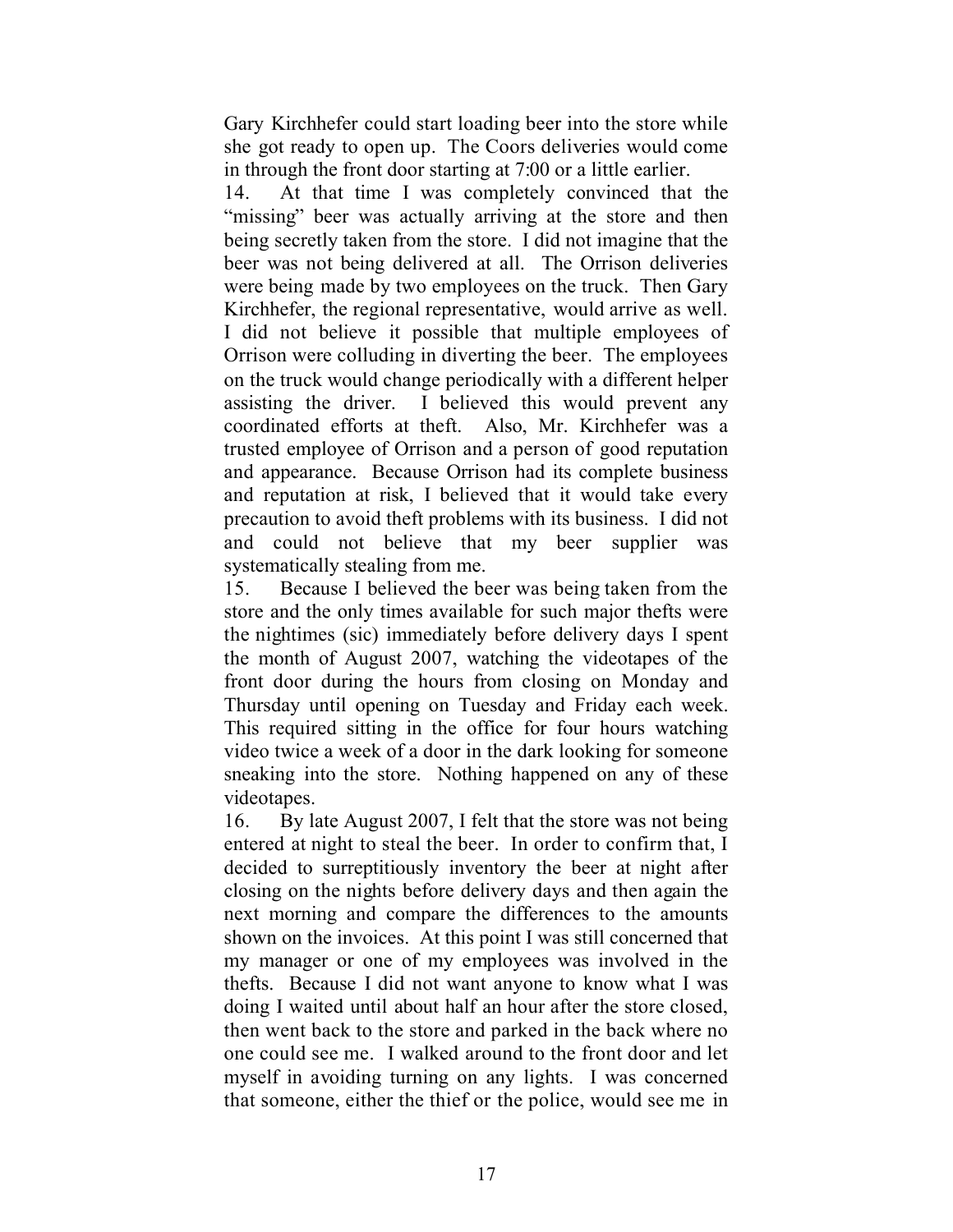Gary Kirchhefer could start loading beer into the store while she got ready to open up. The Coors deliveries would come in through the front door starting at 7:00 or a little earlier.

14. At that time I was completely convinced that the "missing" beer was actually arriving at the store and then being secretly taken from the store. I did not imagine that the beer was not being delivered at all. The Orrison deliveries were being made by two employees on the truck. Then Gary Kirchhefer, the regional representative, would arrive as well. I did not believe it possible that multiple employees of Orrison were colluding in diverting the beer. The employees on the truck would change periodically with a different helper assisting the driver. I believed this would prevent any coordinated efforts at theft. Also, Mr. Kirchhefer was a trusted employee of Orrison and a person of good reputation and appearance. Because Orrison had its complete business and reputation at risk, I believed that it would take every precaution to avoid theft problems with its business. I did not and could not believe that my beer supplier was systematically stealing from me.

15. Because I believed the beer was being taken from the store and the only times available for such major thefts were the nightimes (sic) immediately before delivery days I spent the month of August 2007, watching the videotapes of the front door during the hours from closing on Monday and Thursday until opening on Tuesday and Friday each week. This required sitting in the office for four hours watching video twice a week of a door in the dark looking for someone sneaking into the store. Nothing happened on any of these videotapes.

16. By late August 2007, I felt that the store was not being entered at night to steal the beer. In order to confirm that, I decided to surreptitiously inventory the beer at night after closing on the nights before delivery days and then again the next morning and compare the differences to the amounts shown on the invoices. At this point I was still concerned that my manager or one of my employees was involved in the thefts. Because I did not want anyone to know what I was doing I waited until about half an hour after the store closed, then went back to the store and parked in the back where no one could see me. I walked around to the front door and let myself in avoiding turning on any lights. I was concerned that someone, either the thief or the police, would see me in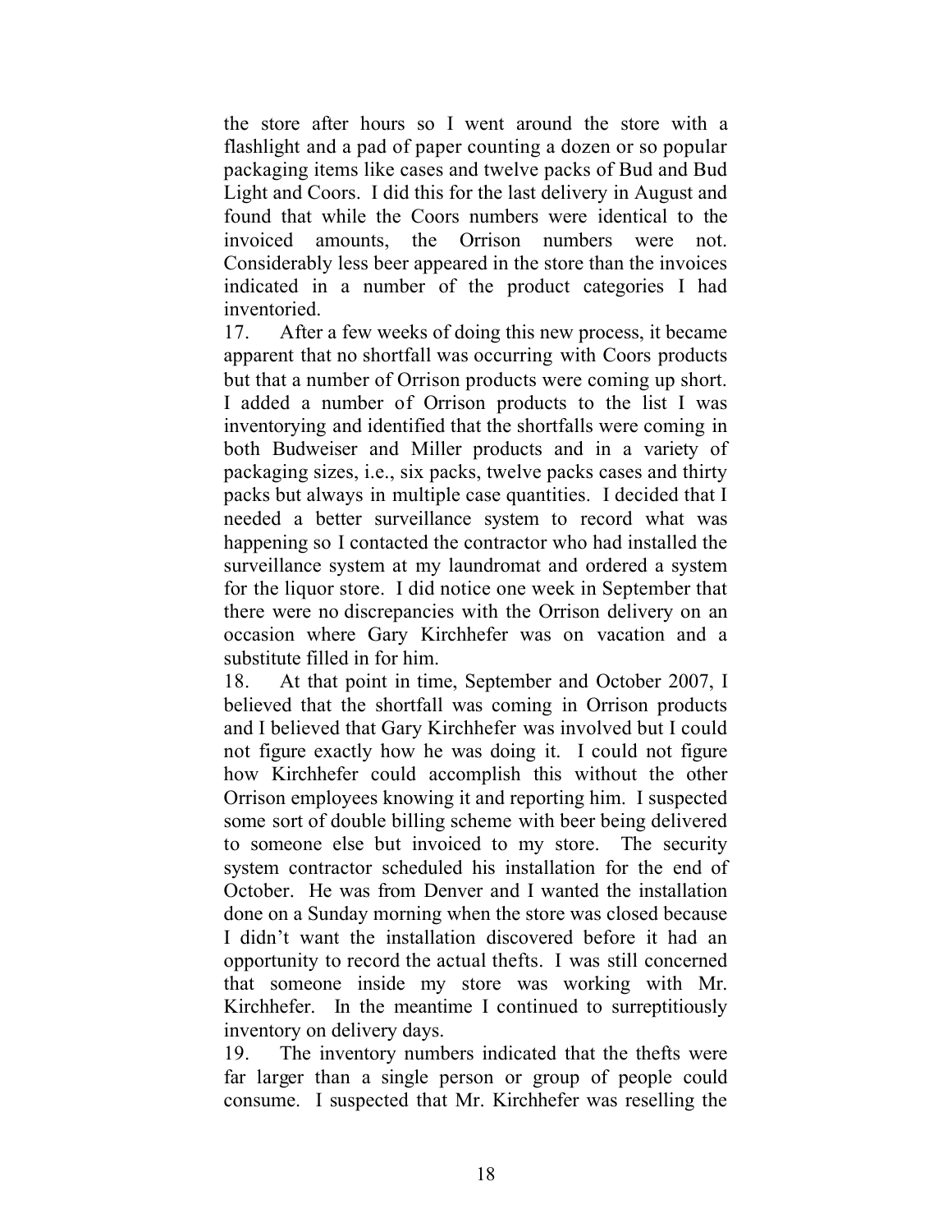the store after hours so I went around the store with a flashlight and a pad of paper counting a dozen or so popular packaging items like cases and twelve packs of Bud and Bud Light and Coors. I did this for the last delivery in August and found that while the Coors numbers were identical to the invoiced amounts, the Orrison numbers were not. Considerably less beer appeared in the store than the invoices indicated in a number of the product categories I had inventoried.

17. After a few weeks of doing this new process, it became apparent that no shortfall was occurring with Coors products but that a number of Orrison products were coming up short. I added a number of Orrison products to the list I was inventorying and identified that the shortfalls were coming in both Budweiser and Miller products and in a variety of packaging sizes, i.e., six packs, twelve packs cases and thirty packs but always in multiple case quantities. I decided that I needed a better surveillance system to record what was happening so I contacted the contractor who had installed the surveillance system at my laundromat and ordered a system for the liquor store. I did notice one week in September that there were no discrepancies with the Orrison delivery on an occasion where Gary Kirchhefer was on vacation and a substitute filled in for him.

18. At that point in time, September and October 2007, I believed that the shortfall was coming in Orrison products and I believed that Gary Kirchhefer was involved but I could not figure exactly how he was doing it. I could not figure how Kirchhefer could accomplish this without the other Orrison employees knowing it and reporting him. I suspected some sort of double billing scheme with beer being delivered to someone else but invoiced to my store. The security system contractor scheduled his installation for the end of October. He was from Denver and I wanted the installation done on a Sunday morning when the store was closed because I didn't want the installation discovered before it had an opportunity to record the actual thefts. I was still concerned that someone inside my store was working with Mr. Kirchhefer. In the meantime I continued to surreptitiously inventory on delivery days.

19. The inventory numbers indicated that the thefts were far larger than a single person or group of people could consume. I suspected that Mr. Kirchhefer was reselling the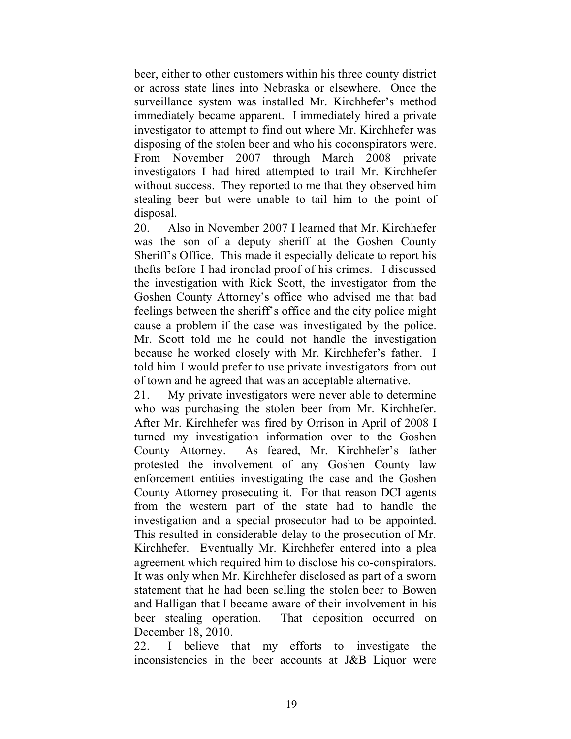beer, either to other customers within his three county district or across state lines into Nebraska or elsewhere. Once the surveillance system was installed Mr. Kirchhefer's method immediately became apparent. I immediately hired a private investigator to attempt to find out where Mr. Kirchhefer was disposing of the stolen beer and who his coconspirators were. From November 2007 through March 2008 private investigators I had hired attempted to trail Mr. Kirchhefer without success. They reported to me that they observed him stealing beer but were unable to tail him to the point of disposal.

20. Also in November 2007 I learned that Mr. Kirchhefer was the son of a deputy sheriff at the Goshen County Sheriff's Office. This made it especially delicate to report his thefts before I had ironclad proof of his crimes. I discussed the investigation with Rick Scott, the investigator from the Goshen County Attorney's office who advised me that bad feelings between the sheriff's office and the city police might cause a problem if the case was investigated by the police. Mr. Scott told me he could not handle the investigation because he worked closely with Mr. Kirchhefer's father. I told him I would prefer to use private investigators from out of town and he agreed that was an acceptable alternative.

21. My private investigators were never able to determine who was purchasing the stolen beer from Mr. Kirchhefer. After Mr. Kirchhefer was fired by Orrison in April of 2008 I turned my investigation information over to the Goshen County Attorney. As feared, Mr. Kirchhefer's father protested the involvement of any Goshen County law enforcement entities investigating the case and the Goshen County Attorney prosecuting it. For that reason DCI agents from the western part of the state had to handle the investigation and a special prosecutor had to be appointed. This resulted in considerable delay to the prosecution of Mr. Kirchhefer. Eventually Mr. Kirchhefer entered into a plea agreement which required him to disclose his co-conspirators. It was only when Mr. Kirchhefer disclosed as part of a sworn statement that he had been selling the stolen beer to Bowen and Halligan that I became aware of their involvement in his beer stealing operation. That deposition occurred on December 18, 2010.

22. I believe that my efforts to investigate the inconsistencies in the beer accounts at J&B Liquor were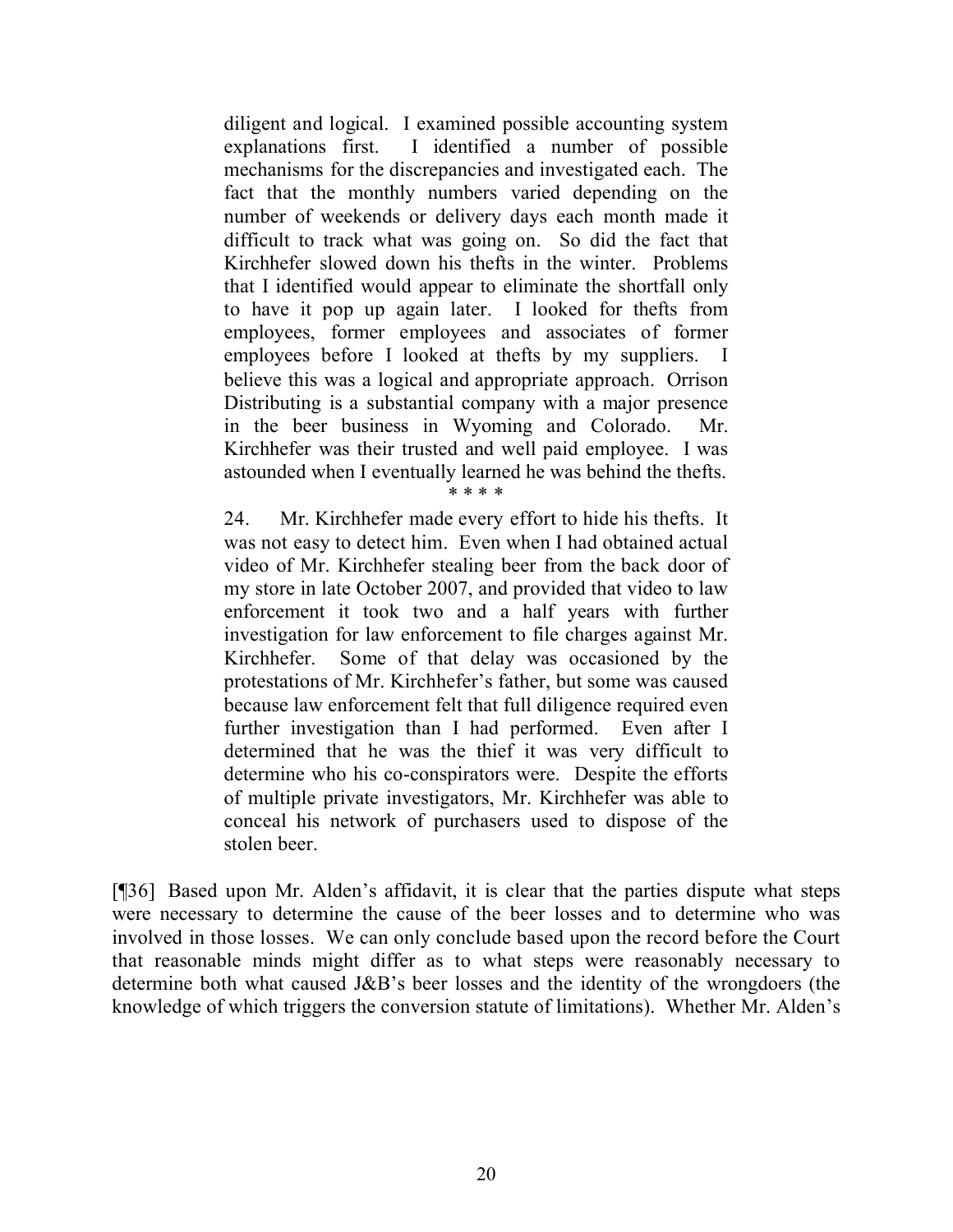> diligent and logical. I examined possible accounting system explanations first. I identified a number of possible mechanisms for the discrepancies and investigated each. The fact that the monthly numbers varied depending on the number of weekends or delivery days each month made it difficult to track what was going on. So did the fact that Kirchhefer slowed down his thefts in the winter. Problems that I identified would appear to eliminate the shortfall only to have it pop up again later. I looked for thefts from employees, former employees and associates of former employees before I looked at thefts by my suppliers. I believe this was a logical and appropriate approach. Orrison Distributing is a substantial company with a major presence in the beer business in Wyoming and Colorado. Mr. Kirchhefer was their trusted and well paid employee. I was astounded when I eventually learned he was behind the thefts.
>
> \* \* \* \*
>
> 24. Mr. Kirchhefer made every effort to hide his thefts. It was not easy to detect him. Even when I had obtained actual video of Mr. Kirchhefer stealing beer from the back door of my store in late October 2007, and provided that video to law enforcement it took two and a half years with further investigation for law enforcement to file charges against Mr. Kirchhefer. Some of that delay was occasioned by the protestations of Mr. Kirchhefer's father, but some was caused because law enforcement felt that full diligence required even further investigation than I had performed. Even after I determined that he was the thief it was very difficult to determine who his co-conspirators were. Despite the efforts of multiple private investigators, Mr. Kirchhefer was able to conceal his network of purchasers used to dispose of the stolen beer.

[¶36] Based upon Mr. Alden's affidavit, it is clear that the parties dispute what steps were necessary to determine the cause of the beer losses and to determine who was involved in those losses. We can only conclude based upon the record before the Court that reasonable minds might differ as to what steps were reasonably necessary to determine both what caused J&B's beer losses and the identity of the wrongdoers (the knowledge of which triggers the conversion statute of limitations). Whether Mr. Alden's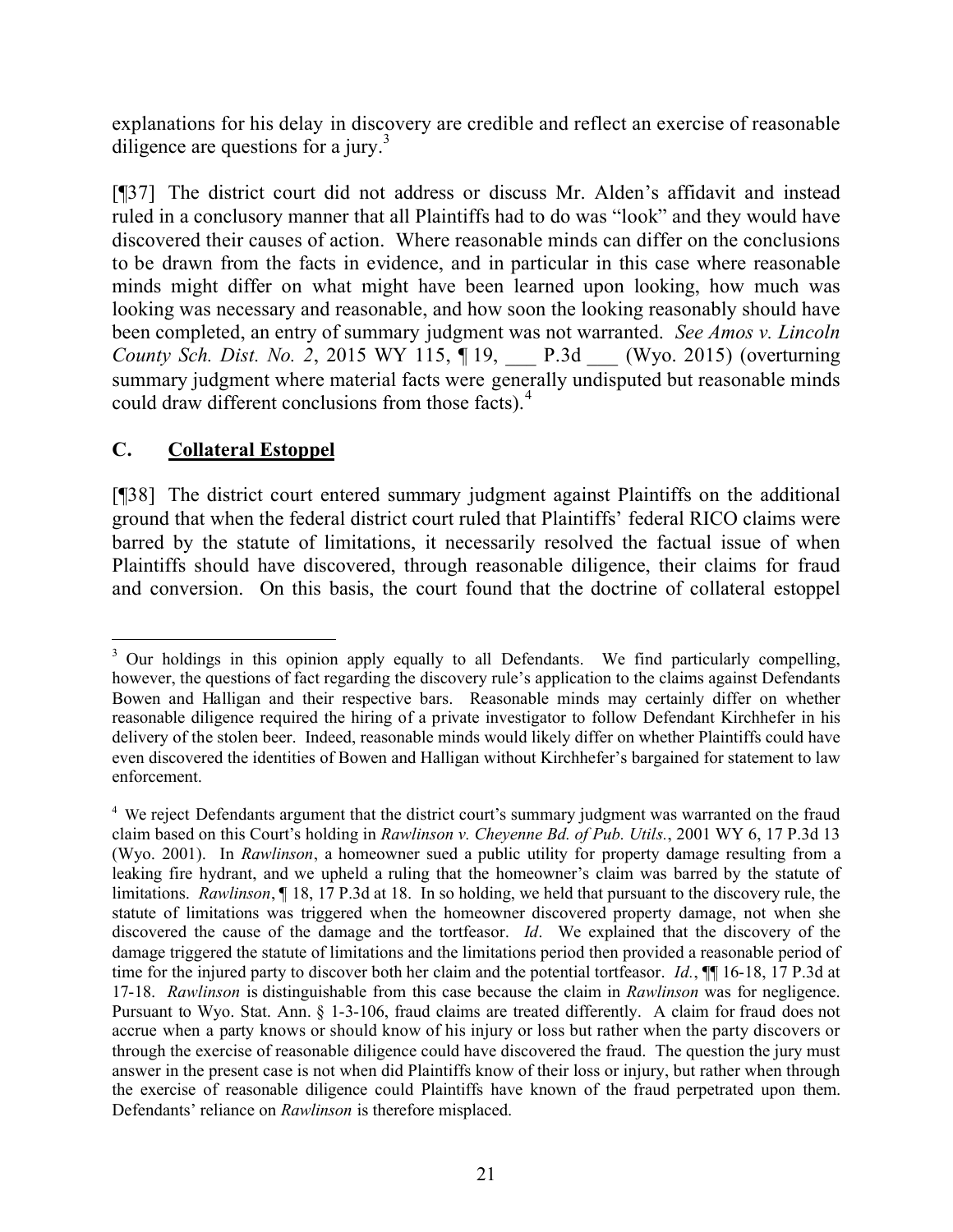explanations for his delay in discovery are credible and reflect an exercise of reasonable diligence are questions for a jury.[3]

[¶37] The district court did not address or discuss Mr. Alden's affidavit and instead ruled in a conclusory manner that all Plaintiffs had to do was "look" and they would have discovered their causes of action. Where reasonable minds can differ on the conclusions to be drawn from the facts in evidence, and in particular in this case where reasonable minds might differ on what might have been learned upon looking, how much was looking was necessary and reasonable, and how soon the looking reasonably should have been completed, an entry of summary judgment was not warranted. *See Amos v. Lincoln County Sch. Dist. No. 2*, 2015 WY 115, ¶ 19, ___ P.3d ___ (Wyo. 2015) (overturning summary judgment where material facts were generally undisputed but reasonable minds could draw different conclusions from those facts).[4]

## C. Collateral Estoppel

[¶38] The district court entered summary judgment against Plaintiffs on the additional ground that when the federal district court ruled that Plaintiffs' federal RICO claims were barred by the statute of limitations, it necessarily resolved the factual issue of when Plaintiffs should have discovered, through reasonable diligence, their claims for fraud and conversion. On this basis, the court found that the doctrine of collateral estoppel

---

[3] Our holdings in this opinion apply equally to all Defendants. We find particularly compelling, however, the questions of fact regarding the discovery rule's application to the claims against Defendants Bowen and Halligan and their respective bars. Reasonable minds may certainly differ on whether reasonable diligence required the hiring of a private investigator to follow Defendant Kirchhefer in his delivery of the stolen beer. Indeed, reasonable minds would likely differ on whether Plaintiffs could have even discovered the identities of Bowen and Halligan without Kirchhefer's bargained for statement to law enforcement.

[4] We reject Defendants argument that the district court's summary judgment was warranted on the fraud claim based on this Court's holding in *Rawlinson v. Cheyenne Bd. of Pub. Utils.*, 2001 WY 6, 17 P.3d 13 (Wyo. 2001). In *Rawlinson*, a homeowner sued a public utility for property damage resulting from a leaking fire hydrant, and we upheld a ruling that the homeowner's claim was barred by the statute of limitations. *Rawlinson*, ¶ 18, 17 P.3d at 18. In so holding, we held that pursuant to the discovery rule, the statute of limitations was triggered when the homeowner discovered property damage, not when she discovered the cause of the damage and the tortfeasor. *Id*. We explained that the discovery of the damage triggered the statute of limitations and the limitations period then provided a reasonable period of time for the injured party to discover both her claim and the potential tortfeasor. *Id.*, ¶¶ 16-18, 17 P.3d at 17-18. *Rawlinson* is distinguishable from this case because the claim in *Rawlinson* was for negligence. Pursuant to Wyo. Stat. Ann. § 1-3-106, fraud claims are treated differently. A claim for fraud does not accrue when a party knows or should know of his injury or loss but rather when the party discovers or through the exercise of reasonable diligence could have discovered the fraud. The question the jury must answer in the present case is not when did Plaintiffs know of their loss or injury, but rather when through the exercise of reasonable diligence could Plaintiffs have known of the fraud perpetrated upon them. Defendants' reliance on *Rawlinson* is therefore misplaced.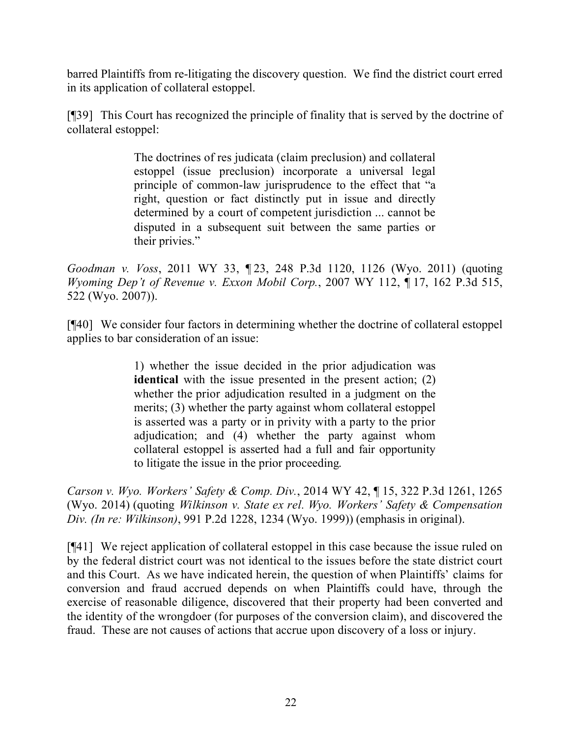barred Plaintiffs from re-litigating the discovery question. We find the district court erred in its application of collateral estoppel.

[¶39] This Court has recognized the principle of finality that is served by the doctrine of collateral estoppel:

> The doctrines of res judicata (claim preclusion) and collateral estoppel (issue preclusion) incorporate a universal legal principle of common-law jurisprudence to the effect that "a right, question or fact distinctly put in issue and directly determined by a court of competent jurisdiction ... cannot be disputed in a subsequent suit between the same parties or their privies."

*Goodman v. Voss*, 2011 WY 33, ¶ 23, 248 P.3d 1120, 1126 (Wyo. 2011) (quoting *Wyoming Dep't of Revenue v. Exxon Mobil Corp.*, 2007 WY 112, ¶ 17, 162 P.3d 515, 522 (Wyo. 2007)).

[¶40] We consider four factors in determining whether the doctrine of collateral estoppel applies to bar consideration of an issue:

> 1) whether the issue decided in the prior adjudication was **identical** with the issue presented in the present action; (2) whether the prior adjudication resulted in a judgment on the merits; (3) whether the party against whom collateral estoppel is asserted was a party or in privity with a party to the prior adjudication; and (4) whether the party against whom collateral estoppel is asserted had a full and fair opportunity to litigate the issue in the prior proceeding.

*Carson v. Wyo. Workers' Safety & Comp. Div.*, 2014 WY 42, ¶ 15, 322 P.3d 1261, 1265 (Wyo. 2014) (quoting *Wilkinson v. State ex rel. Wyo. Workers' Safety & Compensation Div. (In re: Wilkinson)*, 991 P.2d 1228, 1234 (Wyo. 1999)) (emphasis in original).

[¶41] We reject application of collateral estoppel in this case because the issue ruled on by the federal district court was not identical to the issues before the state district court and this Court. As we have indicated herein, the question of when Plaintiffs' claims for conversion and fraud accrued depends on when Plaintiffs could have, through the exercise of reasonable diligence, discovered that their property had been converted and the identity of the wrongdoer (for purposes of the conversion claim), and discovered the fraud. These are not causes of actions that accrue upon discovery of a loss or injury.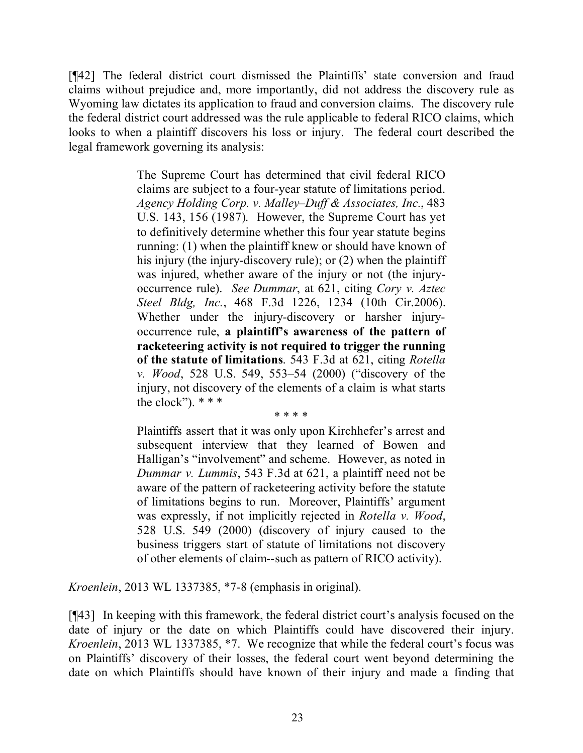[¶42] The federal district court dismissed the Plaintiffs' state conversion and fraud claims without prejudice and, more importantly, did not address the discovery rule as Wyoming law dictates its application to fraud and conversion claims. The discovery rule the federal district court addressed was the rule applicable to federal RICO claims, which looks to when a plaintiff discovers his loss or injury. The federal court described the legal framework governing its analysis:

> The Supreme Court has determined that civil federal RICO claims are subject to a four-year statute of limitations period. *Agency Holding Corp. v. Malley–Duff & Associates, Inc.*, 483 U.S. 143, 156 (1987). However, the Supreme Court has yet to definitively determine whether this four year statute begins running: (1) when the plaintiff knew or should have known of his injury (the injury-discovery rule); or (2) when the plaintiff was injured, whether aware of the injury or not (the injury-occurrence rule). *See Dummar*, at 621, citing *Cory v. Aztec Steel Bldg, Inc.*, 468 F.3d 1226, 1234 (10th Cir.2006). Whether under the injury-discovery or harsher injury-occurrence rule, **a plaintiff's awareness of the pattern of racketeering activity is not required to trigger the running of the statute of limitations**. 543 F.3d at 621, citing *Rotella v. Wood*, 528 U.S. 549, 553–54 (2000) ("discovery of the injury, not discovery of the elements of a claim is what starts the clock"). * * *
>
> \* \* \* \*
>
> Plaintiffs assert that it was only upon Kirchhefer's arrest and subsequent interview that they learned of Bowen and Halligan's "involvement" and scheme. However, as noted in *Dummar v. Lummis*, 543 F.3d at 621, a plaintiff need not be aware of the pattern of racketeering activity before the statute of limitations begins to run. Moreover, Plaintiffs' argument was expressly, if not implicitly rejected in *Rotella v. Wood*, 528 U.S. 549 (2000) (discovery of injury caused to the business triggers start of statute of limitations not discovery of other elements of claim--such as pattern of RICO activity).

*Kroenlein*, 2013 WL 1337385, *7-8 (emphasis in original).

[¶43] In keeping with this framework, the federal district court's analysis focused on the date of injury or the date on which Plaintiffs could have discovered their injury. *Kroenlein*, 2013 WL 1337385, *7. We recognize that while the federal court's focus was on Plaintiffs' discovery of their losses, the federal court went beyond determining the date on which Plaintiffs should have known of their injury and made a finding that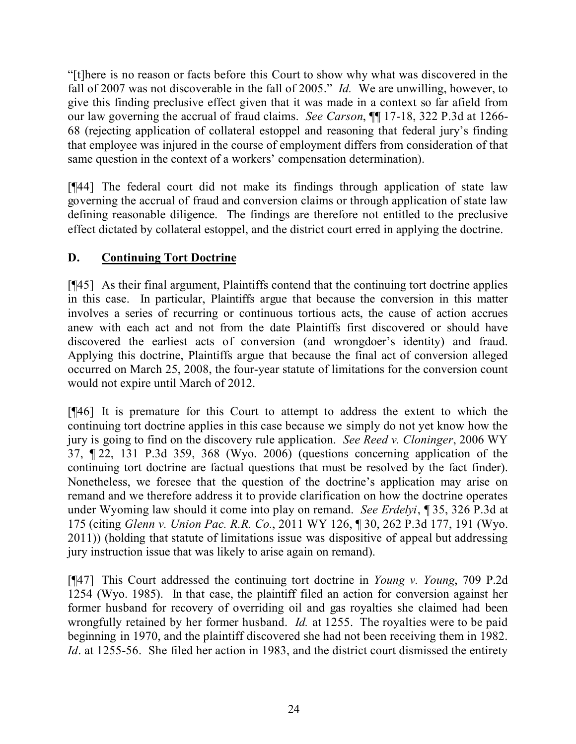"[t]here is no reason or facts before this Court to show why what was discovered in the fall of 2007 was not discoverable in the fall of 2005." *Id.* We are unwilling, however, to give this finding preclusive effect given that it was made in a context so far afield from our law governing the accrual of fraud claims. *See Carson*, ¶¶ 17-18, 322 P.3d at 1266-68 (rejecting application of collateral estoppel and reasoning that federal jury's finding that employee was injured in the course of employment differs from consideration of that same question in the context of a workers' compensation determination).

[¶44] The federal court did not make its findings through application of state law governing the accrual of fraud and conversion claims or through application of state law defining reasonable diligence. The findings are therefore not entitled to the preclusive effect dictated by collateral estoppel, and the district court erred in applying the doctrine.

## D. Continuing Tort Doctrine

[¶45] As their final argument, Plaintiffs contend that the continuing tort doctrine applies in this case. In particular, Plaintiffs argue that because the conversion in this matter involves a series of recurring or continuous tortious acts, the cause of action accrues anew with each act and not from the date Plaintiffs first discovered or should have discovered the earliest acts of conversion (and wrongdoer's identity) and fraud. Applying this doctrine, Plaintiffs argue that because the final act of conversion alleged occurred on March 25, 2008, the four-year statute of limitations for the conversion count would not expire until March of 2012.

[¶46] It is premature for this Court to attempt to address the extent to which the continuing tort doctrine applies in this case because we simply do not yet know how the jury is going to find on the discovery rule application. *See Reed v. Cloninger*, 2006 WY 37, ¶ 22, 131 P.3d 359, 368 (Wyo. 2006) (questions concerning application of the continuing tort doctrine are factual questions that must be resolved by the fact finder). Nonetheless, we foresee that the question of the doctrine's application may arise on remand and we therefore address it to provide clarification on how the doctrine operates under Wyoming law should it come into play on remand. *See Erdelyi*, ¶ 35, 326 P.3d at 175 (citing *Glenn v. Union Pac. R.R. Co.*, 2011 WY 126, ¶ 30, 262 P.3d 177, 191 (Wyo. 2011)) (holding that statute of limitations issue was dispositive of appeal but addressing jury instruction issue that was likely to arise again on remand).

[¶47] This Court addressed the continuing tort doctrine in *Young v. Young*, 709 P.2d 1254 (Wyo. 1985). In that case, the plaintiff filed an action for conversion against her former husband for recovery of overriding oil and gas royalties she claimed had been wrongfully retained by her former husband. *Id.* at 1255. The royalties were to be paid beginning in 1970, and the plaintiff discovered she had not been receiving them in 1982. *Id*. at 1255-56. She filed her action in 1983, and the district court dismissed the entirety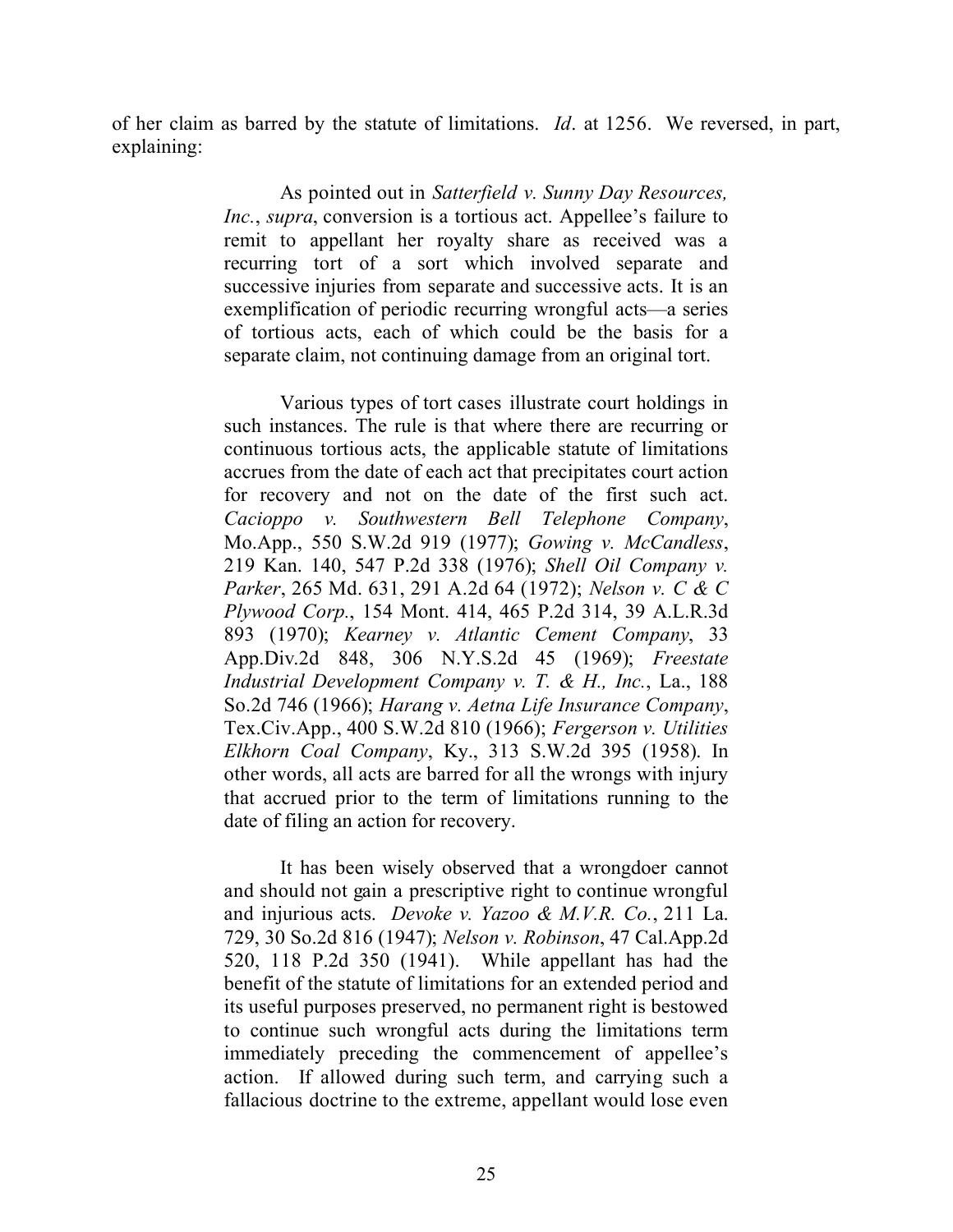of her claim as barred by the statute of limitations. *Id*. at 1256. We reversed, in part, explaining:

> As pointed out in *Satterfield v. Sunny Day Resources, Inc.*, *supra*, conversion is a tortious act. Appellee's failure to remit to appellant her royalty share as received was a recurring tort of a sort which involved separate and successive injuries from separate and successive acts. It is an exemplification of periodic recurring wrongful acts—a series of tortious acts, each of which could be the basis for a separate claim, not continuing damage from an original tort.
>
> Various types of tort cases illustrate court holdings in such instances. The rule is that where there are recurring or continuous tortious acts, the applicable statute of limitations accrues from the date of each act that precipitates court action for recovery and not on the date of the first such act. *Cacioppo v. Southwestern Bell Telephone Company*, Mo.App., 550 S.W.2d 919 (1977); *Gowing v. McCandless*, 219 Kan. 140, 547 P.2d 338 (1976); *Shell Oil Company v. Parker*, 265 Md. 631, 291 A.2d 64 (1972); *Nelson v. C & C Plywood Corp.*, 154 Mont. 414, 465 P.2d 314, 39 A.L.R.3d 893 (1970); *Kearney v. Atlantic Cement Company*, 33 App.Div.2d 848, 306 N.Y.S.2d 45 (1969); *Freestate Industrial Development Company v. T. & H., Inc.*, La., 188 So.2d 746 (1966); *Harang v. Aetna Life Insurance Company*, Tex.Civ.App., 400 S.W.2d 810 (1966); *Fergerson v. Utilities Elkhorn Coal Company*, Ky., 313 S.W.2d 395 (1958). In other words, all acts are barred for all the wrongs with injury that accrued prior to the term of limitations running to the date of filing an action for recovery.
>
> It has been wisely observed that a wrongdoer cannot and should not gain a prescriptive right to continue wrongful and injurious acts. *Devoke v. Yazoo & M.V.R. Co.*, 211 La. 729, 30 So.2d 816 (1947); *Nelson v. Robinson*, 47 Cal.App.2d 520, 118 P.2d 350 (1941). While appellant has had the benefit of the statute of limitations for an extended period and its useful purposes preserved, no permanent right is bestowed to continue such wrongful acts during the limitations term immediately preceding the commencement of appellee's action. If allowed during such term, and carrying such a fallacious doctrine to the extreme, appellant would lose even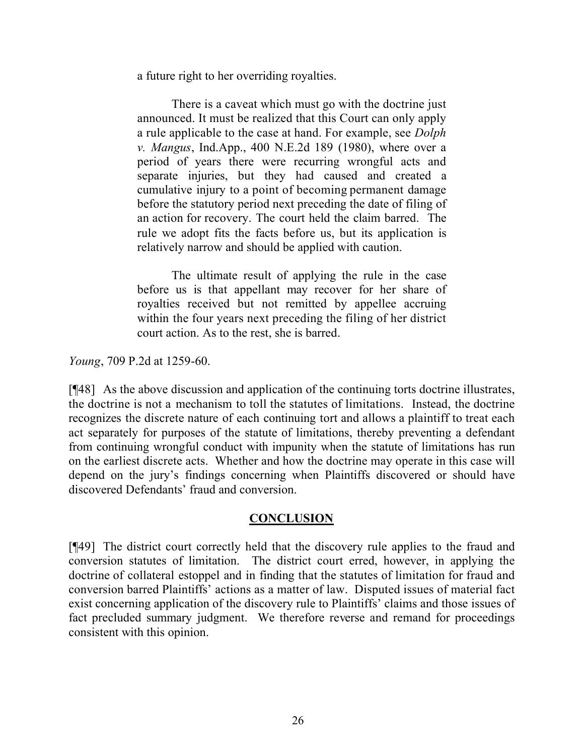> a future right to her overriding royalties.
>
> There is a caveat which must go with the doctrine just announced. It must be realized that this Court can only apply a rule applicable to the case at hand. For example, see *Dolph v. Mangus*, Ind.App., 400 N.E.2d 189 (1980), where over a period of years there were recurring wrongful acts and separate injuries, but they had caused and created a cumulative injury to a point of becoming permanent damage before the statutory period next preceding the date of filing of an action for recovery. The court held the claim barred. The rule we adopt fits the facts before us, but its application is relatively narrow and should be applied with caution.
>
> The ultimate result of applying the rule in the case before us is that appellant may recover for her share of royalties received but not remitted by appellee accruing within the four years next preceding the filing of her district court action. As to the rest, she is barred.

*Young*, 709 P.2d at 1259-60.

[¶48] As the above discussion and application of the continuing torts doctrine illustrates, the doctrine is not a mechanism to toll the statutes of limitations. Instead, the doctrine recognizes the discrete nature of each continuing tort and allows a plaintiff to treat each act separately for purposes of the statute of limitations, thereby preventing a defendant from continuing wrongful conduct with impunity when the statute of limitations has run on the earliest discrete acts. Whether and how the doctrine may operate in this case will depend on the jury's findings concerning when Plaintiffs discovered or should have discovered Defendants' fraud and conversion.

## CONCLUSION

[¶49] The district court correctly held that the discovery rule applies to the fraud and conversion statutes of limitation. The district court erred, however, in applying the doctrine of collateral estoppel and in finding that the statutes of limitation for fraud and conversion barred Plaintiffs' actions as a matter of law. Disputed issues of material fact exist concerning application of the discovery rule to Plaintiffs' claims and those issues of fact precluded summary judgment. We therefore reverse and remand for proceedings consistent with this opinion.